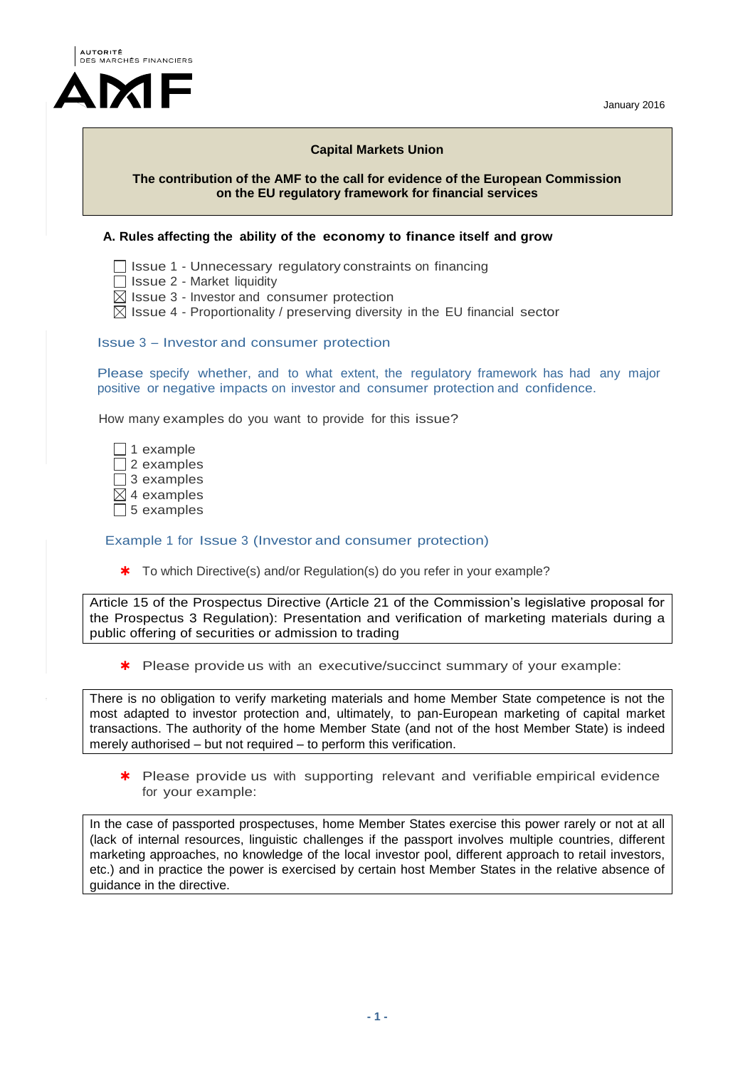AUTORITÉ DES MARCHÉS FINANCIERS

AMF

January 2016

**Capital Markets Union**

**The contribution of the AMF to the call for evidence of the European Commission on the EU regulatory framework for financial services**

### A. Rules affecting the ability of the economy to finance itself and grow

- ☐ Issue 1 - Unnecessary regulatory constraints on financing
- ☐ Issue 2 - Market liquidity
- ☒ Issue 3 - Investor and consumer protection
- ☒ Issue 4 - Proportionality / preserving diversity in the EU financial sector

### Issue 3 – Investor and consumer protection

Please specify whether, and to what extent, the regulatory framework has had any major positive or negative impacts on investor and consumer protection and confidence.

How many examples do you want to provide for this issue?

- ☐ 1 example
- ☐ 2 examples
- ☐ 3 examples
- ☒ 4 examples
- ☐ 5 examples

#### Example 1 for Issue 3 (Investor and consumer protection)

* To which Directive(s) and/or Regulation(s) do you refer in your example?

Article 15 of the Prospectus Directive (Article 21 of the Commission's legislative proposal for the Prospectus 3 Regulation): Presentation and verification of marketing materials during a public offering of securities or admission to trading

* Please provide us with an executive/succinct summary of your example:

There is no obligation to verify marketing materials and home Member State competence is not the most adapted to investor protection and, ultimately, to pan-European marketing of capital market transactions. The authority of the home Member State (and not of the host Member State) is indeed merely authorised – but not required – to perform this verification.

* Please provide us with supporting relevant and verifiable empirical evidence for your example:

In the case of passported prospectuses, home Member States exercise this power rarely or not at all (lack of internal resources, linguistic challenges if the passport involves multiple countries, different marketing approaches, no knowledge of the local investor pool, different approach to retail investors, etc.) and in practice the power is exercised by certain host Member States in the relative absence of guidance in the directive.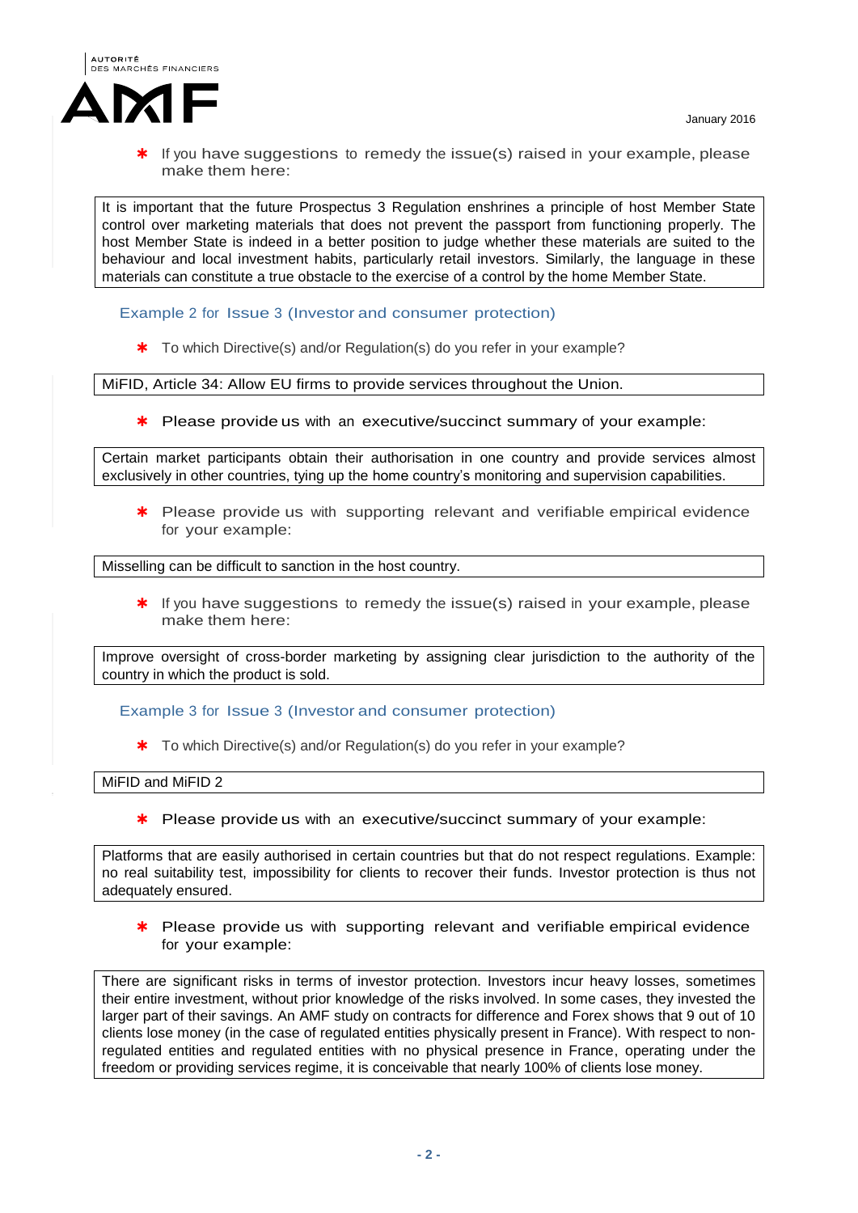* If you have suggestions to remedy the issue(s) raised in your example, please make them here:

It is important that the future Prospectus 3 Regulation enshrines a principle of host Member State control over marketing materials that does not prevent the passport from functioning properly. The host Member State is indeed in a better position to judge whether these materials are suited to the behaviour and local investment habits, particularly retail investors. Similarly, the language in these materials can constitute a true obstacle to the exercise of a control by the home Member State.

### Example 2 for Issue 3 (Investor and consumer protection)

* To which Directive(s) and/or Regulation(s) do you refer in your example?

MiFID, Article 34: Allow EU firms to provide services throughout the Union.

* Please provide us with an executive/succinct summary of your example:

Certain market participants obtain their authorisation in one country and provide services almost exclusively in other countries, tying up the home country's monitoring and supervision capabilities.

* Please provide us with supporting relevant and verifiable empirical evidence for your example:

Misselling can be difficult to sanction in the host country.

* If you have suggestions to remedy the issue(s) raised in your example, please make them here:

Improve oversight of cross-border marketing by assigning clear jurisdiction to the authority of the country in which the product is sold.

### Example 3 for Issue 3 (Investor and consumer protection)

* To which Directive(s) and/or Regulation(s) do you refer in your example?

MiFID and MiFID 2

* Please provide us with an executive/succinct summary of your example:

Platforms that are easily authorised in certain countries but that do not respect regulations. Example: no real suitability test, impossibility for clients to recover their funds. Investor protection is thus not adequately ensured.

* Please provide us with supporting relevant and verifiable empirical evidence for your example:

There are significant risks in terms of investor protection. Investors incur heavy losses, sometimes their entire investment, without prior knowledge of the risks involved. In some cases, they invested the larger part of their savings. An AMF study on contracts for difference and Forex shows that 9 out of 10 clients lose money (in the case of regulated entities physically present in France). With respect to non-regulated entities and regulated entities with no physical presence in France, operating under the freedom or providing services regime, it is conceivable that nearly 100% of clients lose money.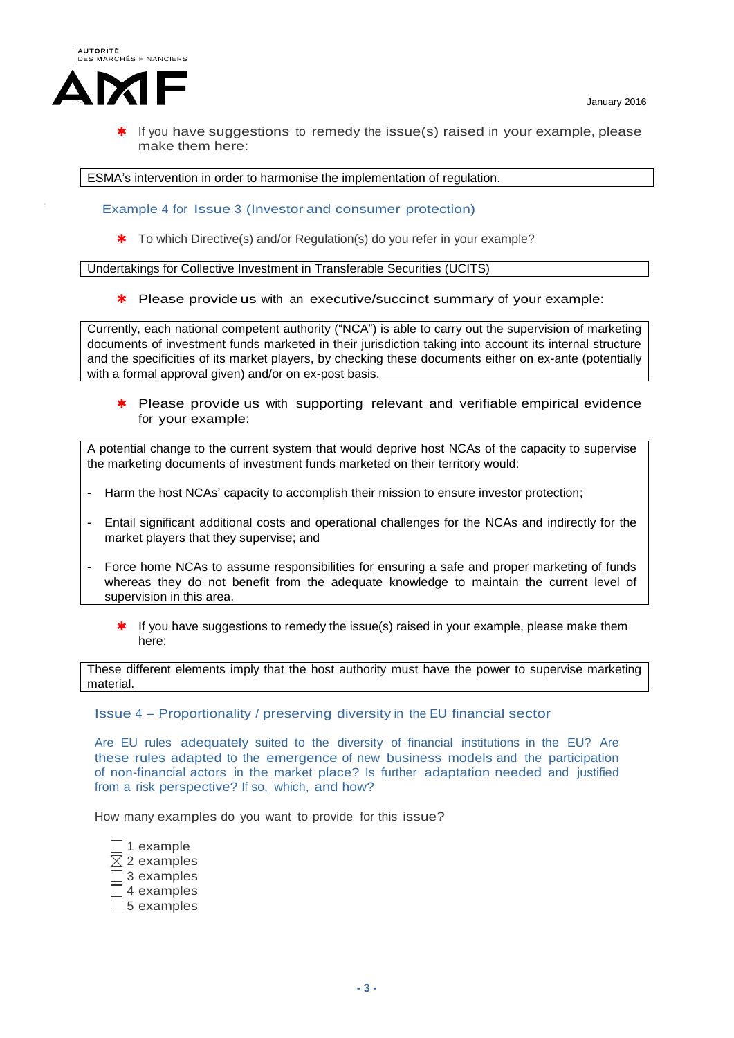* If you have suggestions to remedy the issue(s) raised in your example, please make them here:

ESMA's intervention in order to harmonise the implementation of regulation.

### Example 4 for Issue 3 (Investor and consumer protection)

* To which Directive(s) and/or Regulation(s) do you refer in your example?

Undertakings for Collective Investment in Transferable Securities (UCITS)

* Please provide us with an executive/succinct summary of your example:

Currently, each national competent authority ("NCA") is able to carry out the supervision of marketing documents of investment funds marketed in their jurisdiction taking into account its internal structure and the specificities of its market players, by checking these documents either on ex-ante (potentially with a formal approval given) and/or on ex-post basis.

* Please provide us with supporting relevant and verifiable empirical evidence for your example:

A potential change to the current system that would deprive host NCAs of the capacity to supervise the marketing documents of investment funds marketed on their territory would:

- Harm the host NCAs' capacity to accomplish their mission to ensure investor protection;
- Entail significant additional costs and operational challenges for the NCAs and indirectly for the market players that they supervise; and
- Force home NCAs to assume responsibilities for ensuring a safe and proper marketing of funds whereas they do not benefit from the adequate knowledge to maintain the current level of supervision in this area.

* If you have suggestions to remedy the issue(s) raised in your example, please make them here:

These different elements imply that the host authority must have the power to supervise marketing material.

## Issue 4 – Proportionality / preserving diversity in the EU financial sector

Are EU rules adequately suited to the diversity of financial institutions in the EU? Are these rules adapted to the emergence of new business models and the participation of non-financial actors in the market place? Is further adaptation needed and justified from a risk perspective? If so, which, and how?

How many examples do you want to provide for this issue?

- ☐ 1 example
- ☒ 2 examples
- ☐ 3 examples
- ☐ 4 examples
- ☐ 5 examples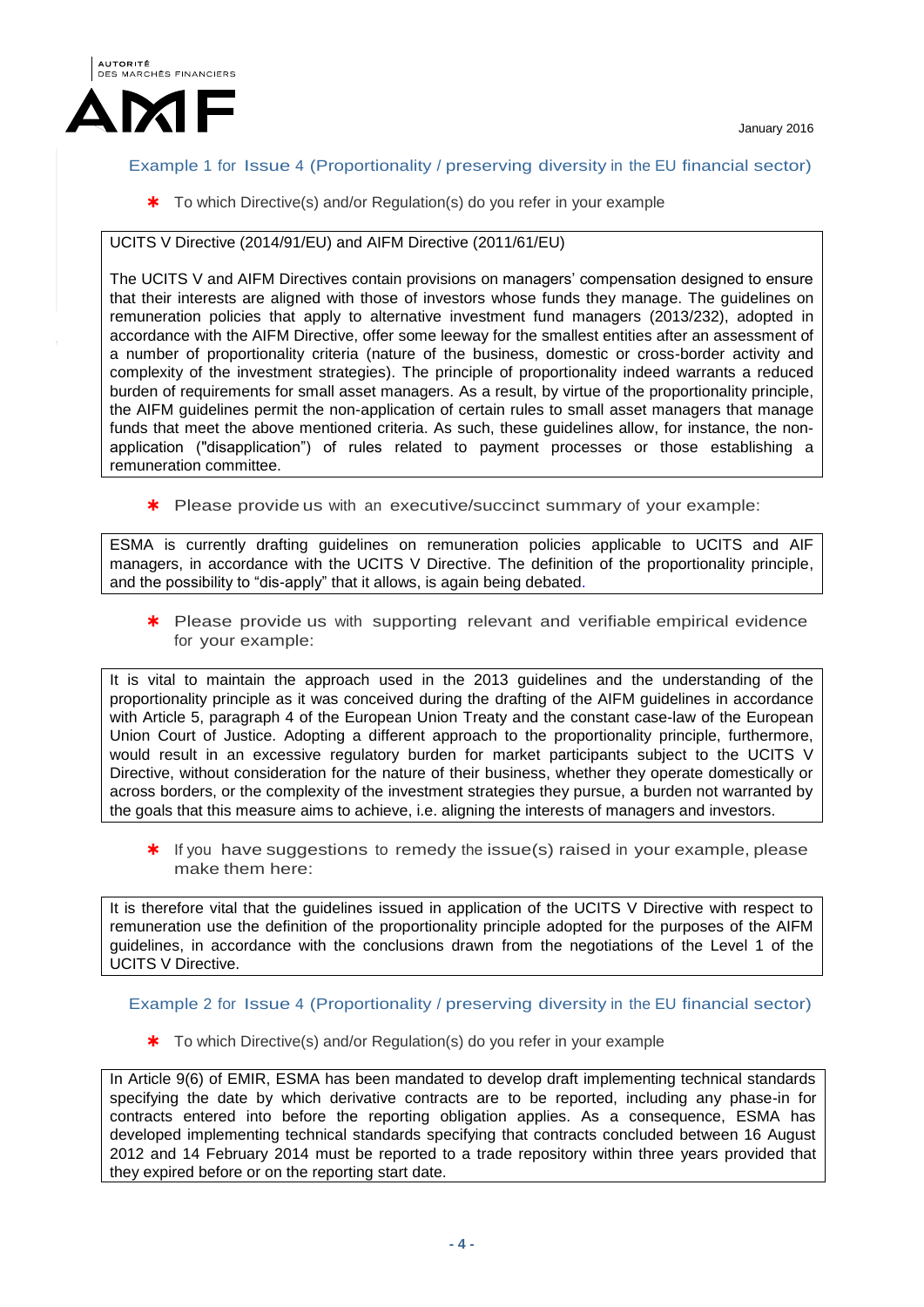### Example 1 for Issue 4 (Proportionality / preserving diversity in the EU financial sector)

* To which Directive(s) and/or Regulation(s) do you refer in your example

UCITS V Directive (2014/91/EU) and AIFM Directive (2011/61/EU)

The UCITS V and AIFM Directives contain provisions on managers' compensation designed to ensure that their interests are aligned with those of investors whose funds they manage. The guidelines on remuneration policies that apply to alternative investment fund managers (2013/232), adopted in accordance with the AIFM Directive, offer some leeway for the smallest entities after an assessment of a number of proportionality criteria (nature of the business, domestic or cross-border activity and complexity of the investment strategies). The principle of proportionality indeed warrants a reduced burden of requirements for small asset managers. As a result, by virtue of the proportionality principle, the AIFM guidelines permit the non-application of certain rules to small asset managers that manage funds that meet the above mentioned criteria. As such, these guidelines allow, for instance, the non-application ("disapplication") of rules related to payment processes or those establishing a remuneration committee.

* Please provide us with an executive/succinct summary of your example:

ESMA is currently drafting guidelines on remuneration policies applicable to UCITS and AIF managers, in accordance with the UCITS V Directive. The definition of the proportionality principle, and the possibility to "dis-apply" that it allows, is again being debated.

* Please provide us with supporting relevant and verifiable empirical evidence for your example:

It is vital to maintain the approach used in the 2013 guidelines and the understanding of the proportionality principle as it was conceived during the drafting of the AIFM guidelines in accordance with Article 5, paragraph 4 of the European Union Treaty and the constant case-law of the European Union Court of Justice. Adopting a different approach to the proportionality principle, furthermore, would result in an excessive regulatory burden for market participants subject to the UCITS V Directive, without consideration for the nature of their business, whether they operate domestically or across borders, or the complexity of the investment strategies they pursue, a burden not warranted by the goals that this measure aims to achieve, i.e. aligning the interests of managers and investors.

* If you have suggestions to remedy the issue(s) raised in your example, please make them here:

It is therefore vital that the guidelines issued in application of the UCITS V Directive with respect to remuneration use the definition of the proportionality principle adopted for the purposes of the AIFM guidelines, in accordance with the conclusions drawn from the negotiations of the Level 1 of the UCITS V Directive.

### Example 2 for Issue 4 (Proportionality / preserving diversity in the EU financial sector)

* To which Directive(s) and/or Regulation(s) do you refer in your example

In Article 9(6) of EMIR, ESMA has been mandated to develop draft implementing technical standards specifying the date by which derivative contracts are to be reported, including any phase-in for contracts entered into before the reporting obligation applies. As a consequence, ESMA has developed implementing technical standards specifying that contracts concluded between 16 August 2012 and 14 February 2014 must be reported to a trade repository within three years provided that they expired before or on the reporting start date.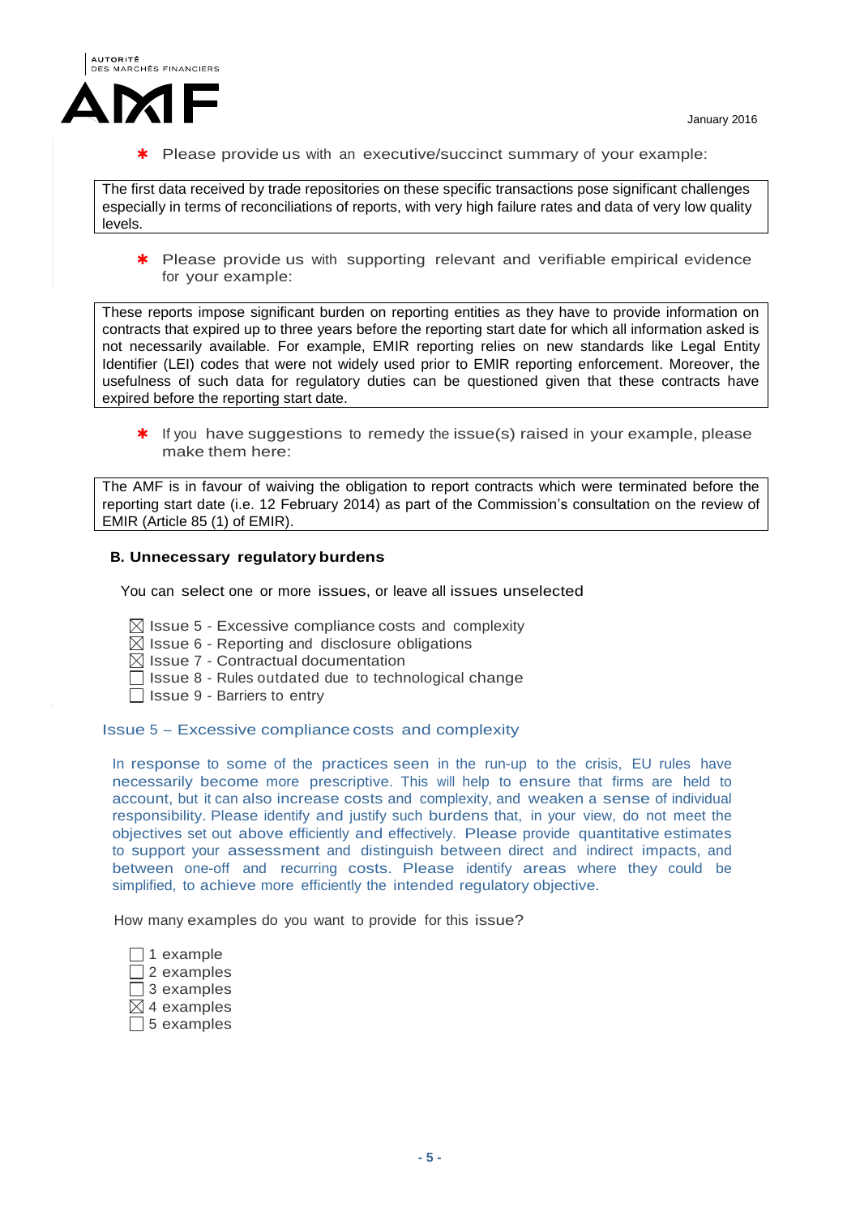* Please provide us with an executive/succinct summary of your example:

The first data received by trade repositories on these specific transactions pose significant challenges especially in terms of reconciliations of reports, with very high failure rates and data of very low quality levels.

* Please provide us with supporting relevant and verifiable empirical evidence for your example:

These reports impose significant burden on reporting entities as they have to provide information on contracts that expired up to three years before the reporting start date for which all information asked is not necessarily available. For example, EMIR reporting relies on new standards like Legal Entity Identifier (LEI) codes that were not widely used prior to EMIR reporting enforcement. Moreover, the usefulness of such data for regulatory duties can be questioned given that these contracts have expired before the reporting start date.

* If you have suggestions to remedy the issue(s) raised in your example, please make them here:

The AMF is in favour of waiving the obligation to report contracts which were terminated before the reporting start date (i.e. 12 February 2014) as part of the Commission's consultation on the review of EMIR (Article 85 (1) of EMIR).

### B. Unnecessary regulatory burdens

You can select one or more issues, or leave all issues unselected

- ☒ Issue 5 - Excessive compliance costs and complexity
- ☒ Issue 6 - Reporting and disclosure obligations
- ☒ Issue 7 - Contractual documentation
- ☐ Issue 8 - Rules outdated due to technological change
- ☐ Issue 9 - Barriers to entry

#### Issue 5 – Excessive compliance costs and complexity

In response to some of the practices seen in the run-up to the crisis, EU rules have necessarily become more prescriptive. This will help to ensure that firms are held to account, but it can also increase costs and complexity, and weaken a sense of individual responsibility. Please identify and justify such burdens that, in your view, do not meet the objectives set out above efficiently and effectively. Please provide quantitative estimates to support your assessment and distinguish between direct and indirect impacts, and between one-off and recurring costs. Please identify areas where they could be simplified, to achieve more efficiently the intended regulatory objective.

How many examples do you want to provide for this issue?

- ☐ 1 example
- ☐ 2 examples
- ☐ 3 examples
- ☒ 4 examples
- ☐ 5 examples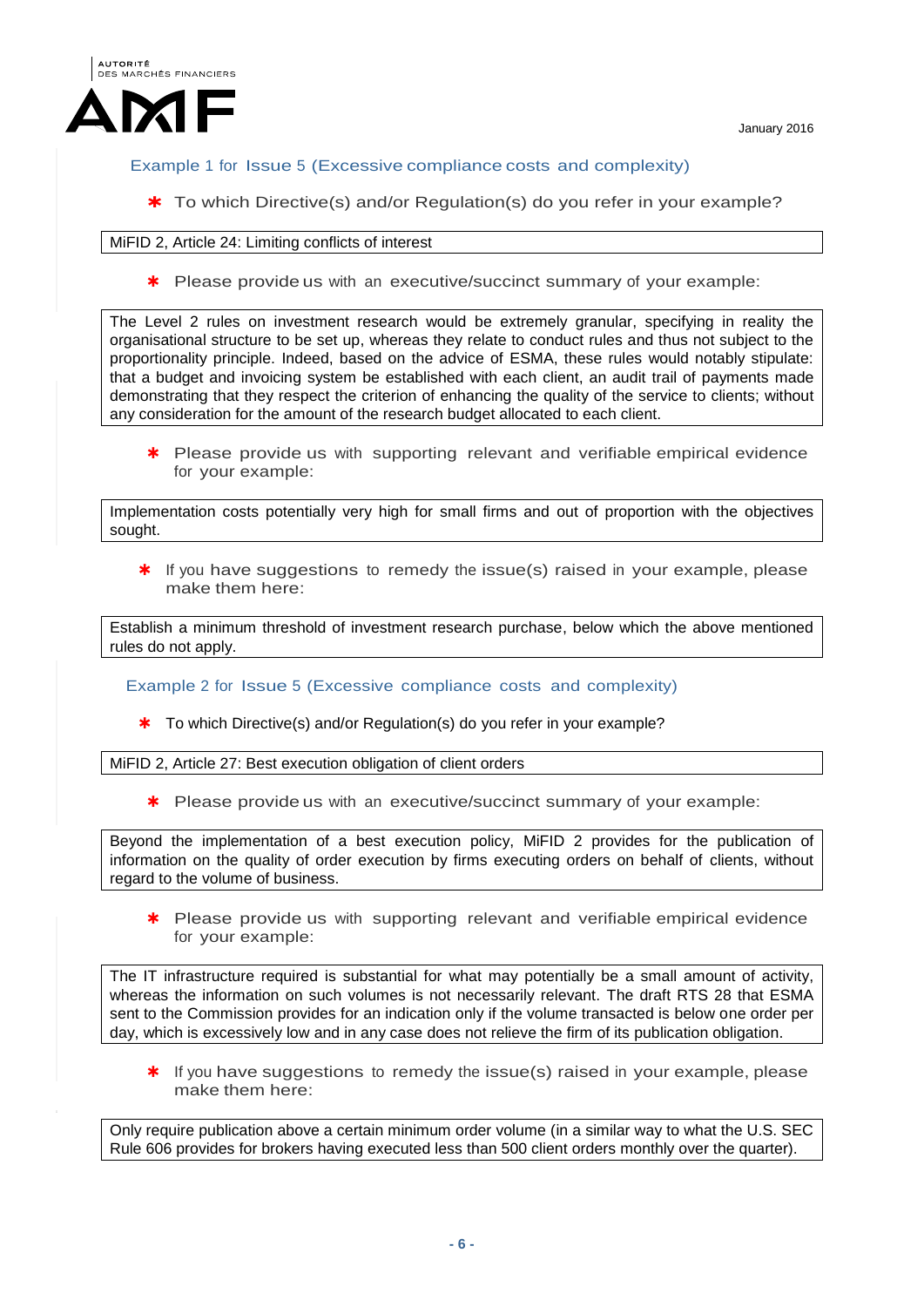### Example 1 for Issue 5 (Excessive compliance costs and complexity)

* To which Directive(s) and/or Regulation(s) do you refer in your example?

MiFID 2, Article 24: Limiting conflicts of interest

* Please provide us with an executive/succinct summary of your example:

The Level 2 rules on investment research would be extremely granular, specifying in reality the organisational structure to be set up, whereas they relate to conduct rules and thus not subject to the proportionality principle. Indeed, based on the advice of ESMA, these rules would notably stipulate: that a budget and invoicing system be established with each client, an audit trail of payments made demonstrating that they respect the criterion of enhancing the quality of the service to clients; without any consideration for the amount of the research budget allocated to each client.

* Please provide us with supporting relevant and verifiable empirical evidence for your example:

Implementation costs potentially very high for small firms and out of proportion with the objectives sought.

* If you have suggestions to remedy the issue(s) raised in your example, please make them here:

Establish a minimum threshold of investment research purchase, below which the above mentioned rules do not apply.

### Example 2 for Issue 5 (Excessive compliance costs and complexity)

* To which Directive(s) and/or Regulation(s) do you refer in your example?

MiFID 2, Article 27: Best execution obligation of client orders

* Please provide us with an executive/succinct summary of your example:

Beyond the implementation of a best execution policy, MiFID 2 provides for the publication of information on the quality of order execution by firms executing orders on behalf of clients, without regard to the volume of business.

* Please provide us with supporting relevant and verifiable empirical evidence for your example:

The IT infrastructure required is substantial for what may potentially be a small amount of activity, whereas the information on such volumes is not necessarily relevant. The draft RTS 28 that ESMA sent to the Commission provides for an indication only if the volume transacted is below one order per day, which is excessively low and in any case does not relieve the firm of its publication obligation.

* If you have suggestions to remedy the issue(s) raised in your example, please make them here:

Only require publication above a certain minimum order volume (in a similar way to what the U.S. SEC Rule 606 provides for brokers having executed less than 500 client orders monthly over the quarter).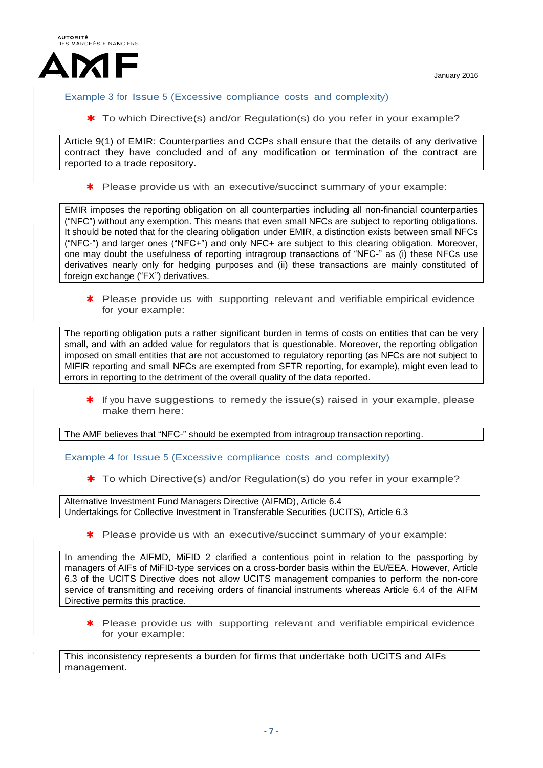### Example 3 for Issue 5 (Excessive compliance costs and complexity)

* To which Directive(s) and/or Regulation(s) do you refer in your example?

Article 9(1) of EMIR: Counterparties and CCPs shall ensure that the details of any derivative contract they have concluded and of any modification or termination of the contract are reported to a trade repository.

* Please provide us with an executive/succinct summary of your example:

EMIR imposes the reporting obligation on all counterparties including all non-financial counterparties ("NFC") without any exemption. This means that even small NFCs are subject to reporting obligations. It should be noted that for the clearing obligation under EMIR, a distinction exists between small NFCs ("NFC-") and larger ones ("NFC+") and only NFC+ are subject to this clearing obligation. Moreover, one may doubt the usefulness of reporting intragroup transactions of "NFC-" as (i) these NFCs use derivatives nearly only for hedging purposes and (ii) these transactions are mainly constituted of foreign exchange ("FX") derivatives.

* Please provide us with supporting relevant and verifiable empirical evidence for your example:

The reporting obligation puts a rather significant burden in terms of costs on entities that can be very small, and with an added value for regulators that is questionable. Moreover, the reporting obligation imposed on small entities that are not accustomed to regulatory reporting (as NFCs are not subject to MIFIR reporting and small NFCs are exempted from SFTR reporting, for example), might even lead to errors in reporting to the detriment of the overall quality of the data reported.

* If you have suggestions to remedy the issue(s) raised in your example, please make them here:

The AMF believes that "NFC-" should be exempted from intragroup transaction reporting.

### Example 4 for Issue 5 (Excessive compliance costs and complexity)

* To which Directive(s) and/or Regulation(s) do you refer in your example?

Alternative Investment Fund Managers Directive (AIFMD), Article 6.4
Undertakings for Collective Investment in Transferable Securities (UCITS), Article 6.3

* Please provide us with an executive/succinct summary of your example:

In amending the AIFMD, MiFID 2 clarified a contentious point in relation to the passporting by managers of AIFs of MiFID-type services on a cross-border basis within the EU/EEA. However, Article 6.3 of the UCITS Directive does not allow UCITS management companies to perform the non-core service of transmitting and receiving orders of financial instruments whereas Article 6.4 of the AIFM Directive permits this practice.

* Please provide us with supporting relevant and verifiable empirical evidence for your example:

This inconsistency represents a burden for firms that undertake both UCITS and AIFs management.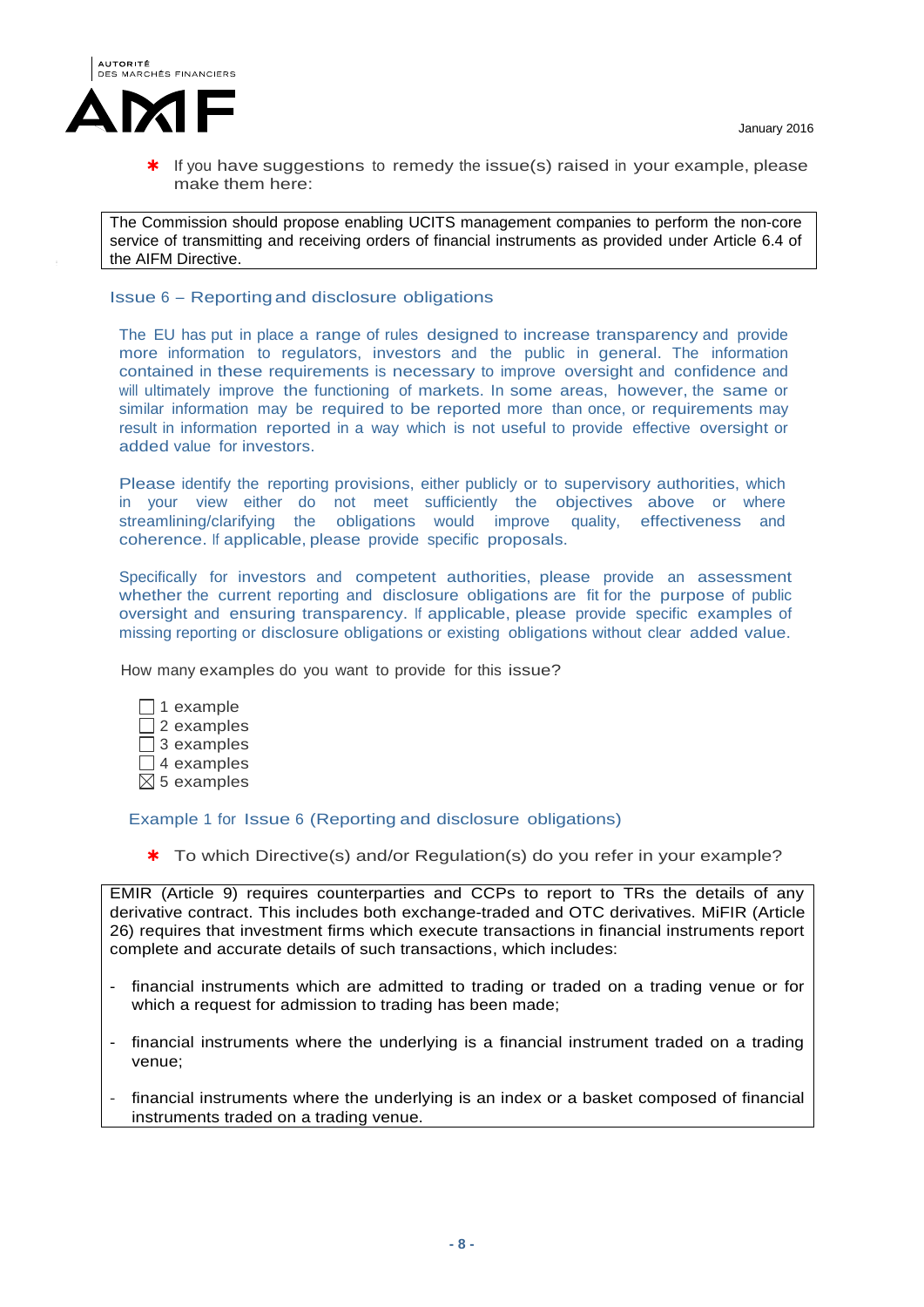* If you have suggestions to remedy the issue(s) raised in your example, please make them here:

The Commission should propose enabling UCITS management companies to perform the non-core service of transmitting and receiving orders of financial instruments as provided under Article 6.4 of the AIFM Directive.

### Issue 6 – Reporting and disclosure obligations

The EU has put in place a range of rules designed to increase transparency and provide more information to regulators, investors and the public in general. The information contained in these requirements is necessary to improve oversight and confidence and will ultimately improve the functioning of markets. In some areas, however, the same or similar information may be required to be reported more than once, or requirements may result in information reported in a way which is not useful to provide effective oversight or added value for investors.

Please identify the reporting provisions, either publicly or to supervisory authorities, which in your view either do not meet sufficiently the objectives above or where streamlining/clarifying the obligations would improve quality, effectiveness and coherence. If applicable, please provide specific proposals.

Specifically for investors and competent authorities, please provide an assessment whether the current reporting and disclosure obligations are fit for the purpose of public oversight and ensuring transparency. If applicable, please provide specific examples of missing reporting or disclosure obligations or existing obligations without clear added value.

How many examples do you want to provide for this issue?

- ☐ 1 example
- ☐ 2 examples
- ☐ 3 examples
- ☐ 4 examples
- ☒ 5 examples

#### Example 1 for Issue 6 (Reporting and disclosure obligations)

* To which Directive(s) and/or Regulation(s) do you refer in your example?

EMIR (Article 9) requires counterparties and CCPs to report to TRs the details of any derivative contract. This includes both exchange-traded and OTC derivatives. MiFIR (Article 26) requires that investment firms which execute transactions in financial instruments report complete and accurate details of such transactions, which includes:

- financial instruments which are admitted to trading or traded on a trading venue or for which a request for admission to trading has been made;
- financial instruments where the underlying is a financial instrument traded on a trading venue;
- financial instruments where the underlying is an index or a basket composed of financial instruments traded on a trading venue.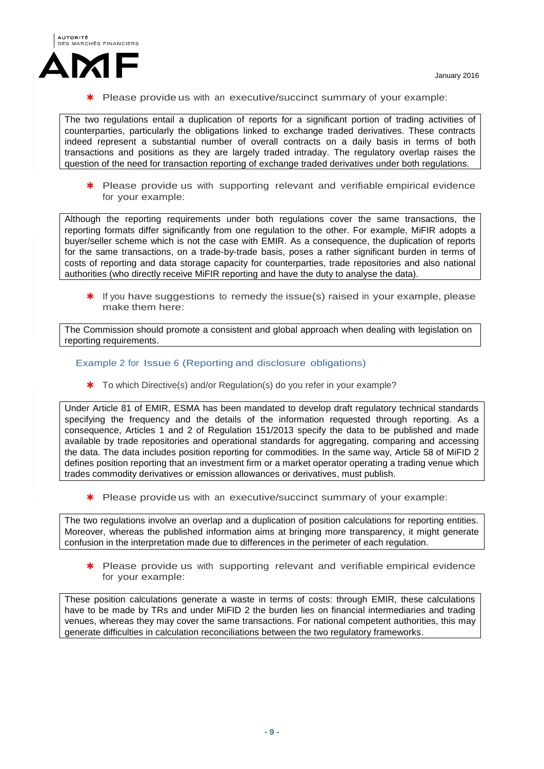* Please provide us with an executive/succinct summary of your example:

The two regulations entail a duplication of reports for a significant portion of trading activities of counterparties, particularly the obligations linked to exchange traded derivatives. These contracts indeed represent a substantial number of overall contracts on a daily basis in terms of both transactions and positions as they are largely traded intraday. The regulatory overlap raises the question of the need for transaction reporting of exchange traded derivatives under both regulations.

* Please provide us with supporting relevant and verifiable empirical evidence for your example:

Although the reporting requirements under both regulations cover the same transactions, the reporting formats differ significantly from one regulation to the other. For example, MiFIR adopts a buyer/seller scheme which is not the case with EMIR. As a consequence, the duplication of reports for the same transactions, on a trade-by-trade basis, poses a rather significant burden in terms of costs of reporting and data storage capacity for counterparties, trade repositories and also national authorities (who directly receive MiFIR reporting and have the duty to analyse the data).

* If you have suggestions to remedy the issue(s) raised in your example, please make them here:

The Commission should promote a consistent and global approach when dealing with legislation on reporting requirements.

### Example 2 for Issue 6 (Reporting and disclosure obligations)

* To which Directive(s) and/or Regulation(s) do you refer in your example?

Under Article 81 of EMIR, ESMA has been mandated to develop draft regulatory technical standards specifying the frequency and the details of the information requested through reporting. As a consequence, Articles 1 and 2 of Regulation 151/2013 specify the data to be published and made available by trade repositories and operational standards for aggregating, comparing and accessing the data. The data includes position reporting for commodities. In the same way, Article 58 of MiFID 2 defines position reporting that an investment firm or a market operator operating a trading venue which trades commodity derivatives or emission allowances or derivatives, must publish.

* Please provide us with an executive/succinct summary of your example:

The two regulations involve an overlap and a duplication of position calculations for reporting entities. Moreover, whereas the published information aims at bringing more transparency, it might generate confusion in the interpretation made due to differences in the perimeter of each regulation.

* Please provide us with supporting relevant and verifiable empirical evidence for your example:

These position calculations generate a waste in terms of costs: through EMIR, these calculations have to be made by TRs and under MiFID 2 the burden lies on financial intermediaries and trading venues, whereas they may cover the same transactions. For national competent authorities, this may generate difficulties in calculation reconciliations between the two regulatory frameworks.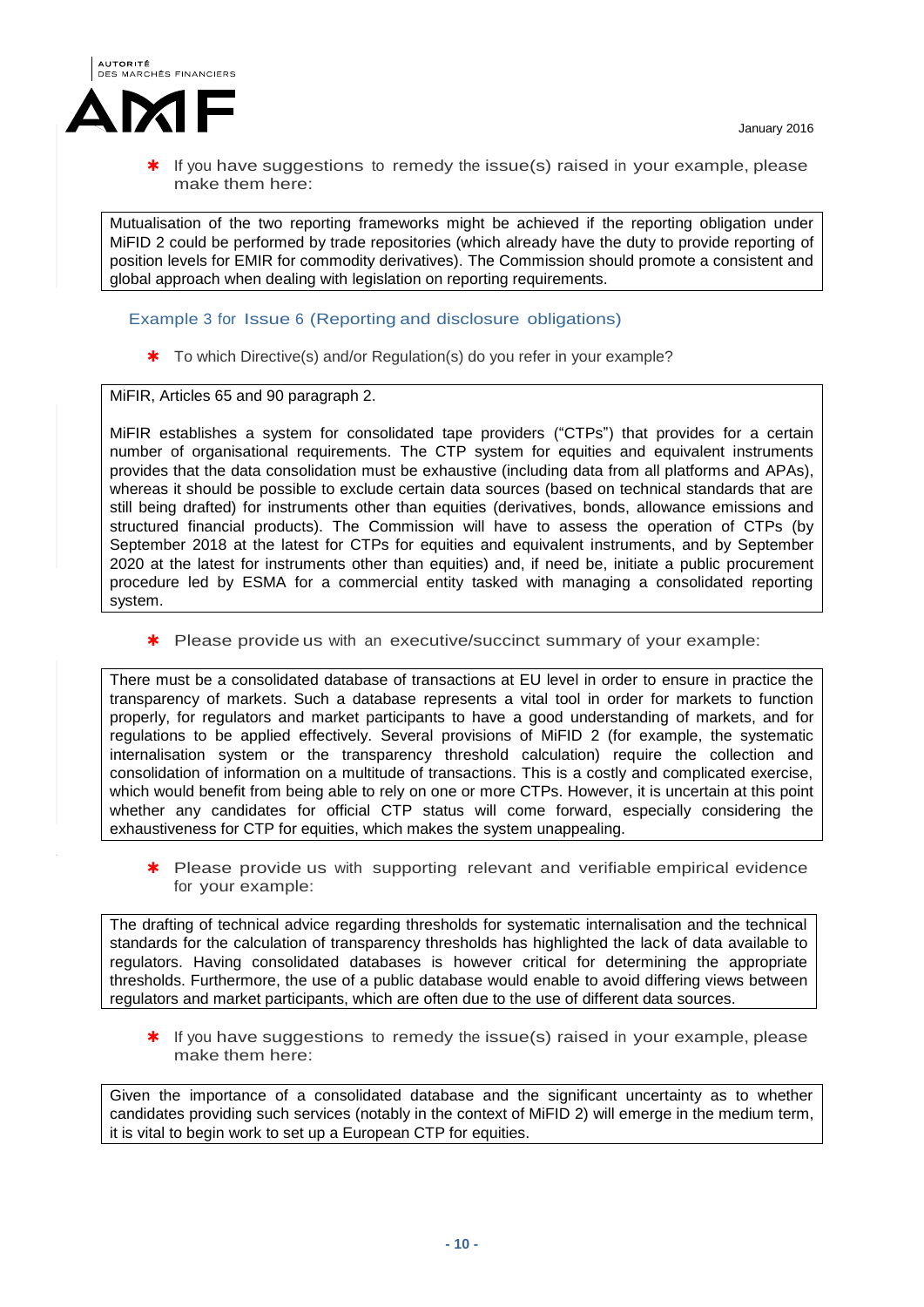* If you have suggestions to remedy the issue(s) raised in your example, please make them here:

Mutualisation of the two reporting frameworks might be achieved if the reporting obligation under MiFID 2 could be performed by trade repositories (which already have the duty to provide reporting of position levels for EMIR for commodity derivatives). The Commission should promote a consistent and global approach when dealing with legislation on reporting requirements.

### Example 3 for Issue 6 (Reporting and disclosure obligations)

* To which Directive(s) and/or Regulation(s) do you refer in your example?

MiFIR, Articles 65 and 90 paragraph 2.

MiFIR establishes a system for consolidated tape providers ("CTPs") that provides for a certain number of organisational requirements. The CTP system for equities and equivalent instruments provides that the data consolidation must be exhaustive (including data from all platforms and APAs), whereas it should be possible to exclude certain data sources (based on technical standards that are still being drafted) for instruments other than equities (derivatives, bonds, allowance emissions and structured financial products). The Commission will have to assess the operation of CTPs (by September 2018 at the latest for CTPs for equities and equivalent instruments, and by September 2020 at the latest for instruments other than equities) and, if need be, initiate a public procurement procedure led by ESMA for a commercial entity tasked with managing a consolidated reporting system.

* Please provide us with an executive/succinct summary of your example:

There must be a consolidated database of transactions at EU level in order to ensure in practice the transparency of markets. Such a database represents a vital tool in order for markets to function properly, for regulators and market participants to have a good understanding of markets, and for regulations to be applied effectively. Several provisions of MiFID 2 (for example, the systematic internalisation system or the transparency threshold calculation) require the collection and consolidation of information on a multitude of transactions. This is a costly and complicated exercise, which would benefit from being able to rely on one or more CTPs. However, it is uncertain at this point whether any candidates for official CTP status will come forward, especially considering the exhaustiveness for CTP for equities, which makes the system unappealing.

* Please provide us with supporting relevant and verifiable empirical evidence for your example:

The drafting of technical advice regarding thresholds for systematic internalisation and the technical standards for the calculation of transparency thresholds has highlighted the lack of data available to regulators. Having consolidated databases is however critical for determining the appropriate thresholds. Furthermore, the use of a public database would enable to avoid differing views between regulators and market participants, which are often due to the use of different data sources.

* If you have suggestions to remedy the issue(s) raised in your example, please make them here:

Given the importance of a consolidated database and the significant uncertainty as to whether candidates providing such services (notably in the context of MiFID 2) will emerge in the medium term, it is vital to begin work to set up a European CTP for equities.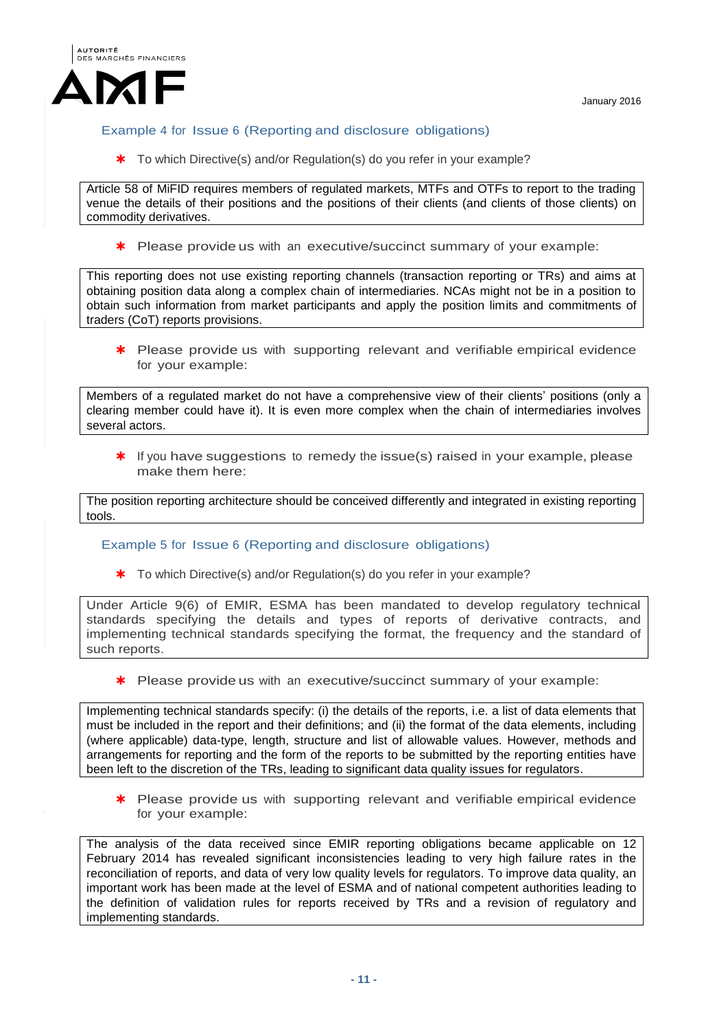### Example 4 for Issue 6 (Reporting and disclosure obligations)

* To which Directive(s) and/or Regulation(s) do you refer in your example?

Article 58 of MiFID requires members of regulated markets, MTFs and OTFs to report to the trading venue the details of their positions and the positions of their clients (and clients of those clients) on commodity derivatives.

* Please provide us with an executive/succinct summary of your example:

This reporting does not use existing reporting channels (transaction reporting or TRs) and aims at obtaining position data along a complex chain of intermediaries. NCAs might not be in a position to obtain such information from market participants and apply the position limits and commitments of traders (CoT) reports provisions.

* Please provide us with supporting relevant and verifiable empirical evidence for your example:

Members of a regulated market do not have a comprehensive view of their clients' positions (only a clearing member could have it). It is even more complex when the chain of intermediaries involves several actors.

* If you have suggestions to remedy the issue(s) raised in your example, please make them here:

The position reporting architecture should be conceived differently and integrated in existing reporting tools.

### Example 5 for Issue 6 (Reporting and disclosure obligations)

* To which Directive(s) and/or Regulation(s) do you refer in your example?

Under Article 9(6) of EMIR, ESMA has been mandated to develop regulatory technical standards specifying the details and types of reports of derivative contracts, and implementing technical standards specifying the format, the frequency and the standard of such reports.

* Please provide us with an executive/succinct summary of your example:

Implementing technical standards specify: (i) the details of the reports, i.e. a list of data elements that must be included in the report and their definitions; and (ii) the format of the data elements, including (where applicable) data-type, length, structure and list of allowable values. However, methods and arrangements for reporting and the form of the reports to be submitted by the reporting entities have been left to the discretion of the TRs, leading to significant data quality issues for regulators.

* Please provide us with supporting relevant and verifiable empirical evidence for your example:

The analysis of the data received since EMIR reporting obligations became applicable on 12 February 2014 has revealed significant inconsistencies leading to very high failure rates in the reconciliation of reports, and data of very low quality levels for regulators. To improve data quality, an important work has been made at the level of ESMA and of national competent authorities leading to the definition of validation rules for reports received by TRs and a revision of regulatory and implementing standards.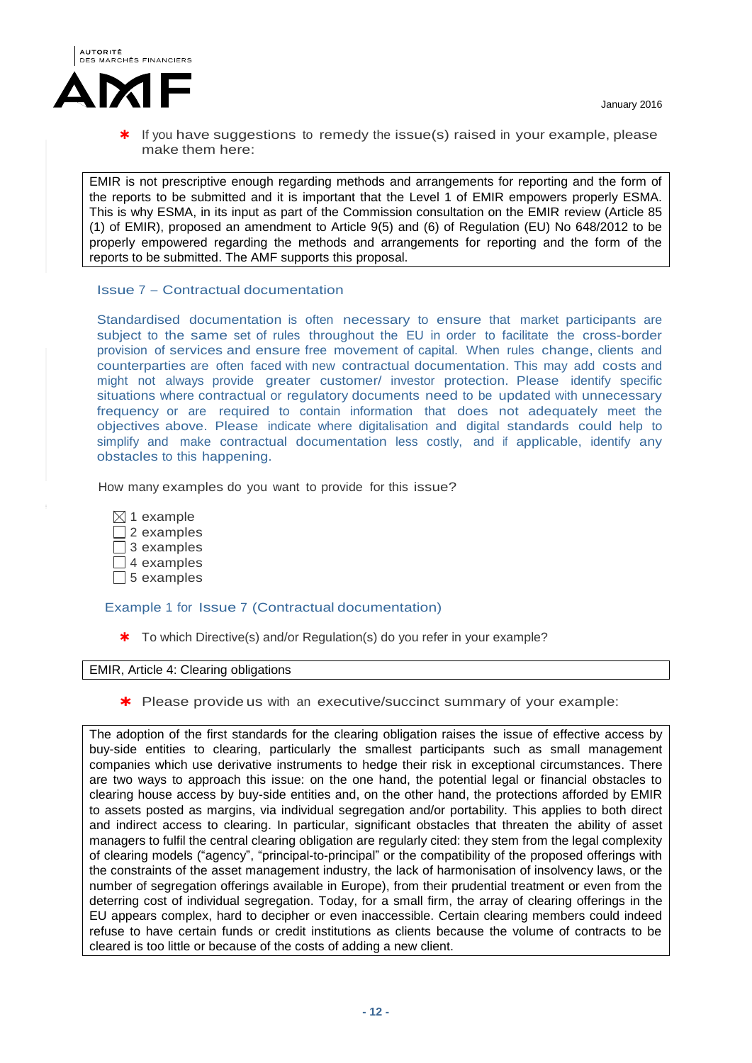* If you have suggestions to remedy the issue(s) raised in your example, please make them here:

EMIR is not prescriptive enough regarding methods and arrangements for reporting and the form of the reports to be submitted and it is important that the Level 1 of EMIR empowers properly ESMA. This is why ESMA, in its input as part of the Commission consultation on the EMIR review (Article 85 (1) of EMIR), proposed an amendment to Article 9(5) and (6) of Regulation (EU) No 648/2012 to be properly empowered regarding the methods and arrangements for reporting and the form of the reports to be submitted. The AMF supports this proposal.

## Issue 7 – Contractual documentation

Standardised documentation is often necessary to ensure that market participants are subject to the same set of rules throughout the EU in order to facilitate the cross-border provision of services and ensure free movement of capital. When rules change, clients and counterparties are often faced with new contractual documentation. This may add costs and might not always provide greater customer/ investor protection. Please identify specific situations where contractual or regulatory documents need to be updated with unnecessary frequency or are required to contain information that does not adequately meet the objectives above. Please indicate where digitalisation and digital standards could help to simplify and make contractual documentation less costly, and if applicable, identify any obstacles to this happening.

How many examples do you want to provide for this issue?

- ☒ 1 example
- ☐ 2 examples
- ☐ 3 examples
- ☐ 4 examples
- ☐ 5 examples

### Example 1 for Issue 7 (Contractual documentation)

* To which Directive(s) and/or Regulation(s) do you refer in your example?

EMIR, Article 4: Clearing obligations

* Please provide us with an executive/succinct summary of your example:

The adoption of the first standards for the clearing obligation raises the issue of effective access by buy-side entities to clearing, particularly the smallest participants such as small management companies which use derivative instruments to hedge their risk in exceptional circumstances. There are two ways to approach this issue: on the one hand, the potential legal or financial obstacles to clearing house access by buy-side entities and, on the other hand, the protections afforded by EMIR to assets posted as margins, via individual segregation and/or portability. This applies to both direct and indirect access to clearing. In particular, significant obstacles that threaten the ability of asset managers to fulfil the central clearing obligation are regularly cited: they stem from the legal complexity of clearing models ("agency", "principal-to-principal" or the compatibility of the proposed offerings with the constraints of the asset management industry, the lack of harmonisation of insolvency laws, or the number of segregation offerings available in Europe), from their prudential treatment or even from the deterring cost of individual segregation. Today, for a small firm, the array of clearing offerings in the EU appears complex, hard to decipher or even inaccessible. Certain clearing members could indeed refuse to have certain funds or credit institutions as clients because the volume of contracts to be cleared is too little or because of the costs of adding a new client.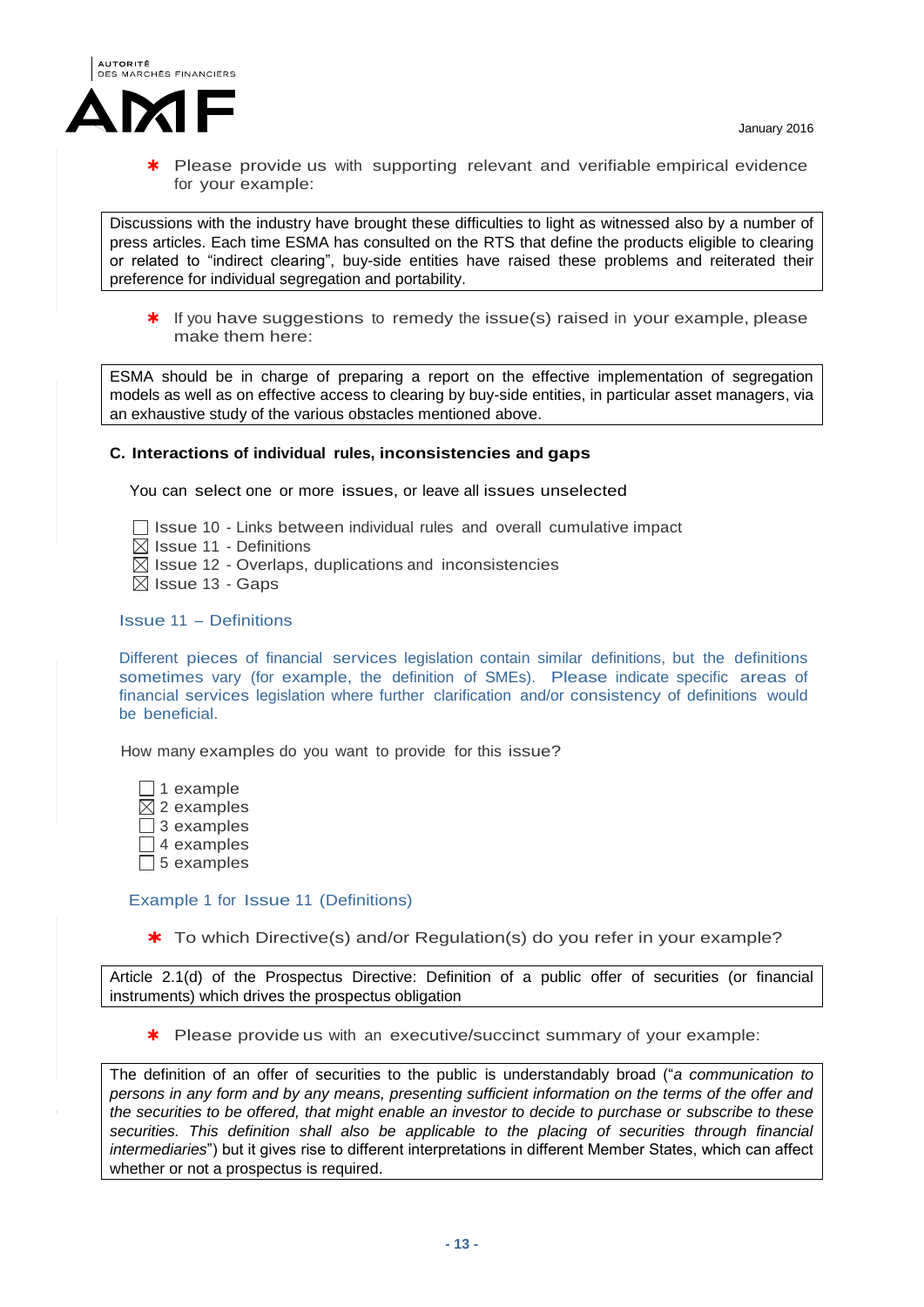✱ Please provide us with supporting relevant and verifiable empirical evidence for your example:

Discussions with the industry have brought these difficulties to light as witnessed also by a number of press articles. Each time ESMA has consulted on the RTS that define the products eligible to clearing or related to "indirect clearing", buy-side entities have raised these problems and reiterated their preference for individual segregation and portability.

✱ If you have suggestions to remedy the issue(s) raised in your example, please make them here:

ESMA should be in charge of preparing a report on the effective implementation of segregation models as well as on effective access to clearing by buy-side entities, in particular asset managers, via an exhaustive study of the various obstacles mentioned above.

### C. Interactions of individual rules, inconsistencies and gaps

You can select one or more issues, or leave all issues unselected

- ☐ Issue 10 - Links between individual rules and overall cumulative impact
- ☒ Issue 11 - Definitions
- ☒ Issue 12 - Overlaps, duplications and inconsistencies
- ☒ Issue 13 - Gaps

#### Issue 11 – Definitions

Different pieces of financial services legislation contain similar definitions, but the definitions sometimes vary (for example, the definition of SMEs). Please indicate specific areas of financial services legislation where further clarification and/or consistency of definitions would be beneficial.

How many examples do you want to provide for this issue?

- ☐ 1 example
- ☒ 2 examples
- ☐ 3 examples
- ☐ 4 examples
- ☐ 5 examples

#### Example 1 for Issue 11 (Definitions)

✱ To which Directive(s) and/or Regulation(s) do you refer in your example?

Article 2.1(d) of the Prospectus Directive: Definition of a public offer of securities (or financial instruments) which drives the prospectus obligation

✱ Please provide us with an executive/succinct summary of your example:

The definition of an offer of securities to the public is understandably broad ("*a communication to persons in any form and by any means, presenting sufficient information on the terms of the offer and the securities to be offered, that might enable an investor to decide to purchase or subscribe to these securities. This definition shall also be applicable to the placing of securities through financial intermediaries*") but it gives rise to different interpretations in different Member States, which can affect whether or not a prospectus is required.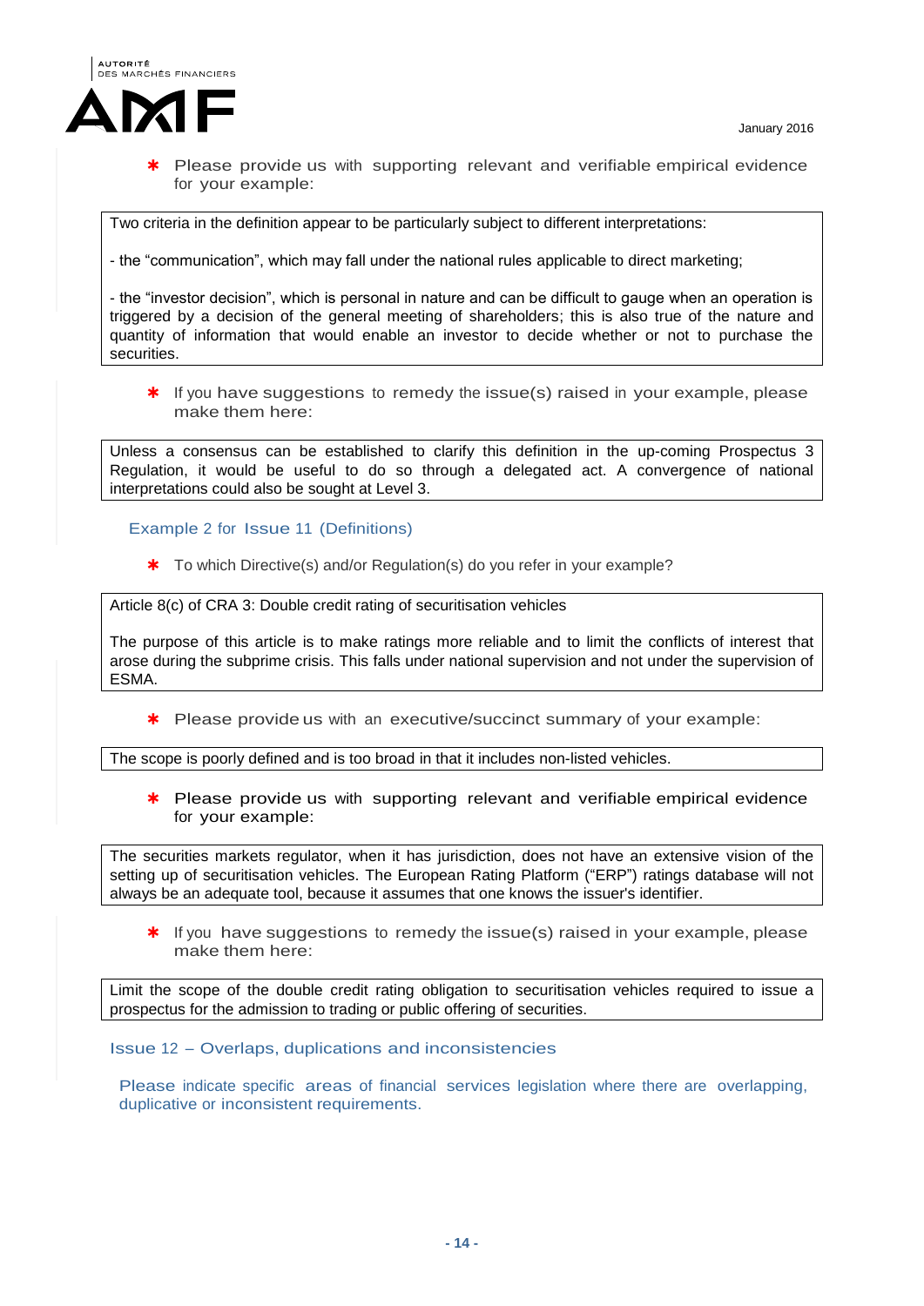* Please provide us with supporting relevant and verifiable empirical evidence for your example:

Two criteria in the definition appear to be particularly subject to different interpretations:

- the "communication", which may fall under the national rules applicable to direct marketing;

- the "investor decision", which is personal in nature and can be difficult to gauge when an operation is triggered by a decision of the general meeting of shareholders; this is also true of the nature and quantity of information that would enable an investor to decide whether or not to purchase the securities.

* If you have suggestions to remedy the issue(s) raised in your example, please make them here:

Unless a consensus can be established to clarify this definition in the up-coming Prospectus 3 Regulation, it would be useful to do so through a delegated act. A convergence of national interpretations could also be sought at Level 3.

### Example 2 for Issue 11 (Definitions)

* To which Directive(s) and/or Regulation(s) do you refer in your example?

Article 8(c) of CRA 3: Double credit rating of securitisation vehicles

The purpose of this article is to make ratings more reliable and to limit the conflicts of interest that arose during the subprime crisis. This falls under national supervision and not under the supervision of ESMA.

* Please provide us with an executive/succinct summary of your example:

The scope is poorly defined and is too broad in that it includes non-listed vehicles.

* Please provide us with supporting relevant and verifiable empirical evidence for your example:

The securities markets regulator, when it has jurisdiction, does not have an extensive vision of the setting up of securitisation vehicles. The European Rating Platform ("ERP") ratings database will not always be an adequate tool, because it assumes that one knows the issuer's identifier.

* If you have suggestions to remedy the issue(s) raised in your example, please make them here:

Limit the scope of the double credit rating obligation to securitisation vehicles required to issue a prospectus for the admission to trading or public offering of securities.

## Issue 12 – Overlaps, duplications and inconsistencies

Please indicate specific areas of financial services legislation where there are overlapping, duplicative or inconsistent requirements.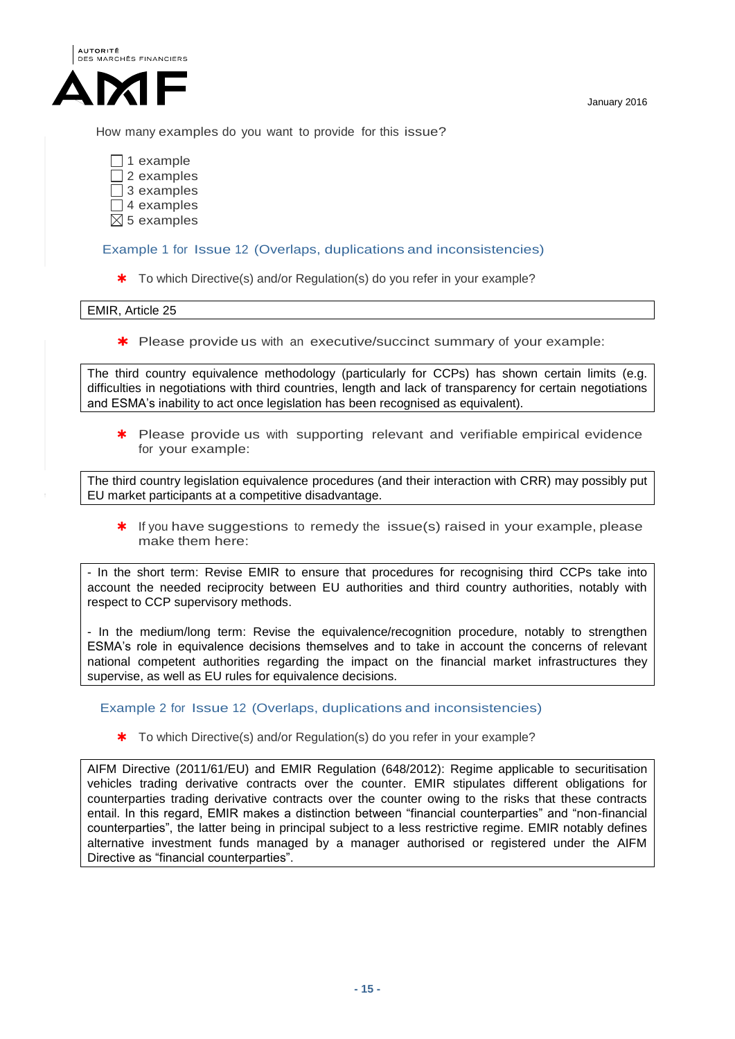How many examples do you want to provide for this issue?

- ☐ 1 example
- ☐ 2 examples
- ☐ 3 examples
- ☐ 4 examples
- ☒ 5 examples

### Example 1 for Issue 12 (Overlaps, duplications and inconsistencies)

* To which Directive(s) and/or Regulation(s) do you refer in your example?

EMIR, Article 25

* Please provide us with an executive/succinct summary of your example:

The third country equivalence methodology (particularly for CCPs) has shown certain limits (e.g. difficulties in negotiations with third countries, length and lack of transparency for certain negotiations and ESMA's inability to act once legislation has been recognised as equivalent).

* Please provide us with supporting relevant and verifiable empirical evidence for your example:

The third country legislation equivalence procedures (and their interaction with CRR) may possibly put EU market participants at a competitive disadvantage.

* If you have suggestions to remedy the issue(s) raised in your example, please make them here:

- In the short term: Revise EMIR to ensure that procedures for recognising third CCPs take into account the needed reciprocity between EU authorities and third country authorities, notably with respect to CCP supervisory methods.

- In the medium/long term: Revise the equivalence/recognition procedure, notably to strengthen ESMA's role in equivalence decisions themselves and to take in account the concerns of relevant national competent authorities regarding the impact on the financial market infrastructures they supervise, as well as EU rules for equivalence decisions.

### Example 2 for Issue 12 (Overlaps, duplications and inconsistencies)

* To which Directive(s) and/or Regulation(s) do you refer in your example?

AIFM Directive (2011/61/EU) and EMIR Regulation (648/2012): Regime applicable to securitisation vehicles trading derivative contracts over the counter. EMIR stipulates different obligations for counterparties trading derivative contracts over the counter owing to the risks that these contracts entail. In this regard, EMIR makes a distinction between "financial counterparties" and "non-financial counterparties", the latter being in principal subject to a less restrictive regime. EMIR notably defines alternative investment funds managed by a manager authorised or registered under the AIFM Directive as "financial counterparties".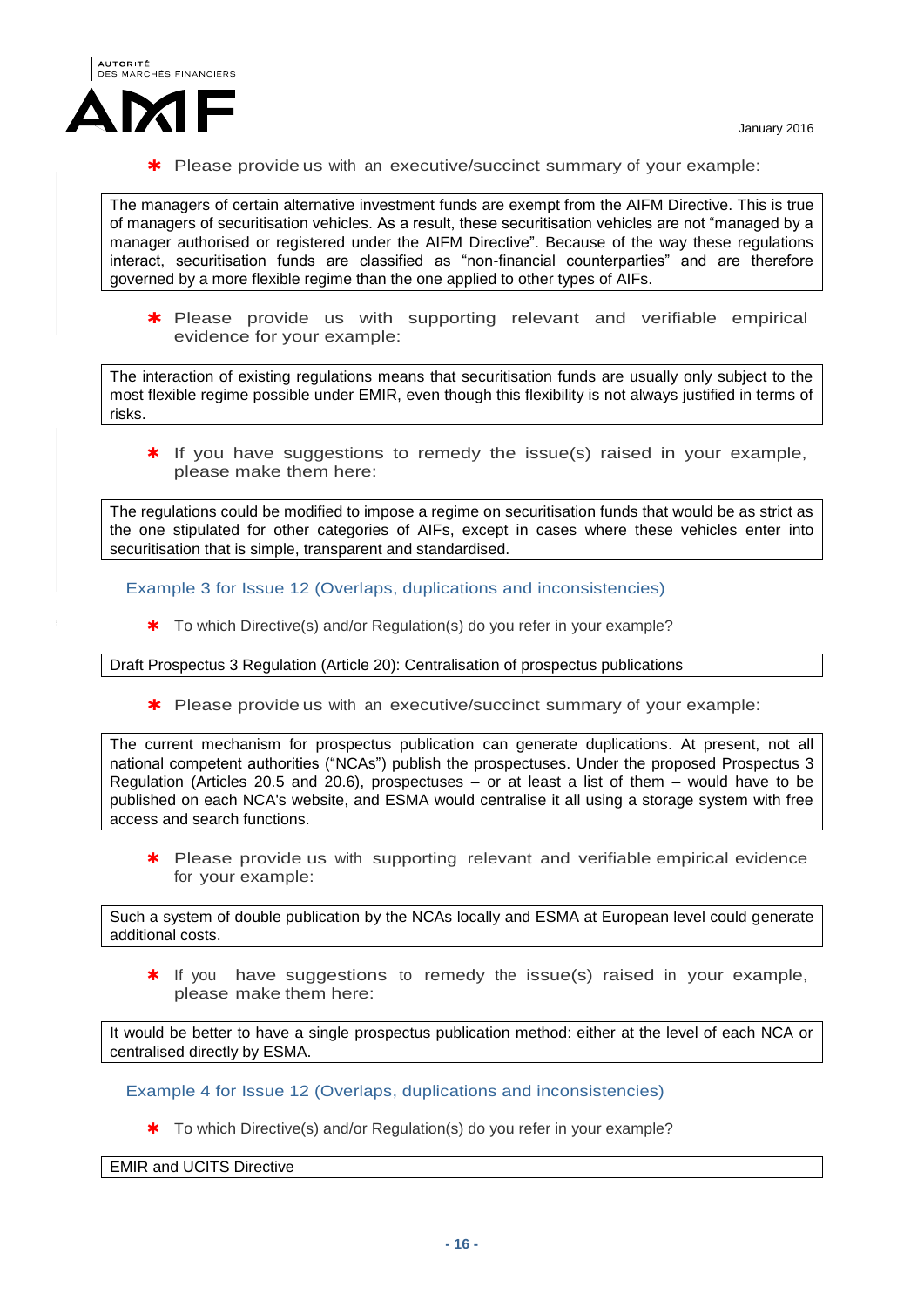* Please provide us with an executive/succinct summary of your example:

The managers of certain alternative investment funds are exempt from the AIFM Directive. This is true of managers of securitisation vehicles. As a result, these securitisation vehicles are not "managed by a manager authorised or registered under the AIFM Directive". Because of the way these regulations interact, securitisation funds are classified as "non-financial counterparties" and are therefore governed by a more flexible regime than the one applied to other types of AIFs.

* Please provide us with supporting relevant and verifiable empirical evidence for your example:

The interaction of existing regulations means that securitisation funds are usually only subject to the most flexible regime possible under EMIR, even though this flexibility is not always justified in terms of risks.

* If you have suggestions to remedy the issue(s) raised in your example, please make them here:

The regulations could be modified to impose a regime on securitisation funds that would be as strict as the one stipulated for other categories of AIFs, except in cases where these vehicles enter into securitisation that is simple, transparent and standardised.

### Example 3 for Issue 12 (Overlaps, duplications and inconsistencies)

* To which Directive(s) and/or Regulation(s) do you refer in your example?

Draft Prospectus 3 Regulation (Article 20): Centralisation of prospectus publications

* Please provide us with an executive/succinct summary of your example:

The current mechanism for prospectus publication can generate duplications. At present, not all national competent authorities ("NCAs") publish the prospectuses. Under the proposed Prospectus 3 Regulation (Articles 20.5 and 20.6), prospectuses – or at least a list of them – would have to be published on each NCA's website, and ESMA would centralise it all using a storage system with free access and search functions.

* Please provide us with supporting relevant and verifiable empirical evidence for your example:

Such a system of double publication by the NCAs locally and ESMA at European level could generate additional costs.

* If you have suggestions to remedy the issue(s) raised in your example, please make them here:

It would be better to have a single prospectus publication method: either at the level of each NCA or centralised directly by ESMA.

### Example 4 for Issue 12 (Overlaps, duplications and inconsistencies)

* To which Directive(s) and/or Regulation(s) do you refer in your example?

EMIR and UCITS Directive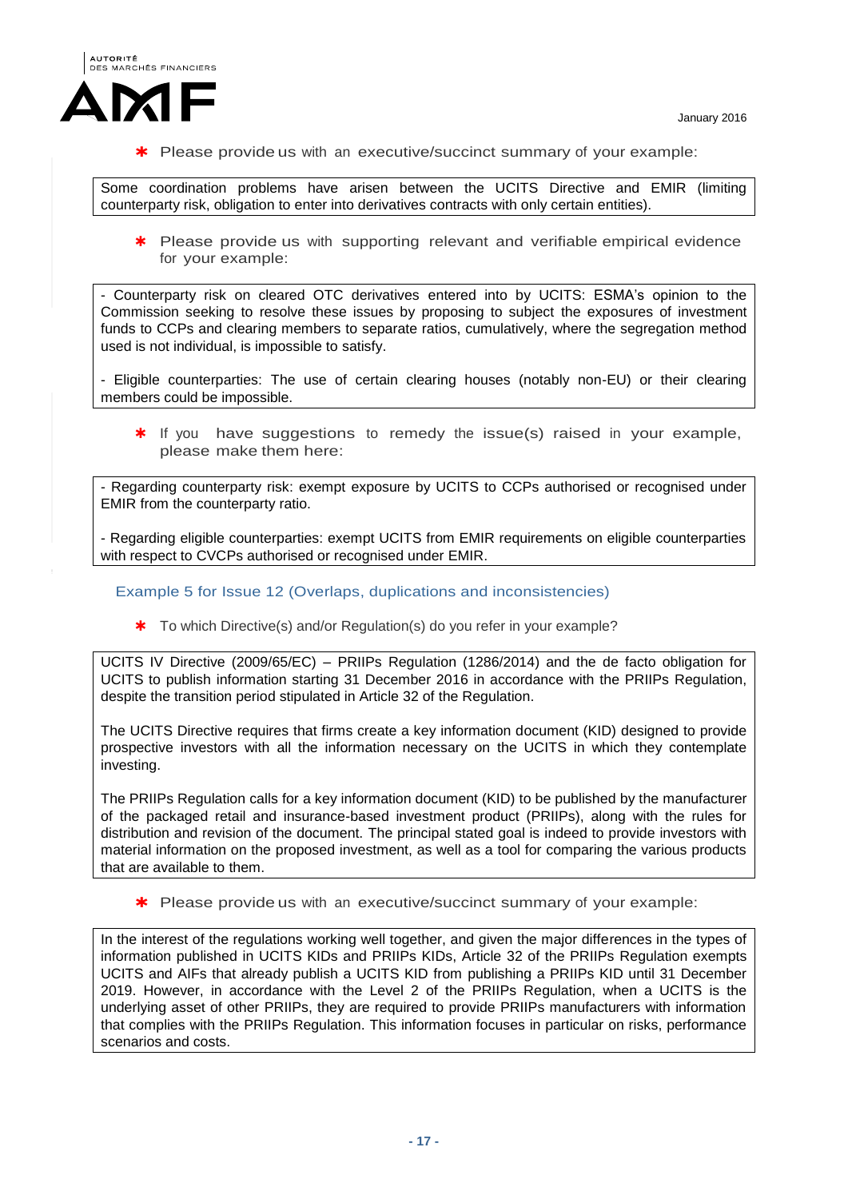* Please provide us with an executive/succinct summary of your example:

Some coordination problems have arisen between the UCITS Directive and EMIR (limiting counterparty risk, obligation to enter into derivatives contracts with only certain entities).

* Please provide us with supporting relevant and verifiable empirical evidence for your example:

- Counterparty risk on cleared OTC derivatives entered into by UCITS: ESMA's opinion to the Commission seeking to resolve these issues by proposing to subject the exposures of investment funds to CCPs and clearing members to separate ratios, cumulatively, where the segregation method used is not individual, is impossible to satisfy.

- Eligible counterparties: The use of certain clearing houses (notably non-EU) or their clearing members could be impossible.

* If you have suggestions to remedy the issue(s) raised in your example, please make them here:

- Regarding counterparty risk: exempt exposure by UCITS to CCPs authorised or recognised under EMIR from the counterparty ratio.

- Regarding eligible counterparties: exempt UCITS from EMIR requirements on eligible counterparties with respect to CVCPs authorised or recognised under EMIR.

### Example 5 for Issue 12 (Overlaps, duplications and inconsistencies)

* To which Directive(s) and/or Regulation(s) do you refer in your example?

UCITS IV Directive (2009/65/EC) – PRIIPs Regulation (1286/2014) and the de facto obligation for UCITS to publish information starting 31 December 2016 in accordance with the PRIIPs Regulation, despite the transition period stipulated in Article 32 of the Regulation.

The UCITS Directive requires that firms create a key information document (KID) designed to provide prospective investors with all the information necessary on the UCITS in which they contemplate investing.

The PRIIPs Regulation calls for a key information document (KID) to be published by the manufacturer of the packaged retail and insurance-based investment product (PRIIPs), along with the rules for distribution and revision of the document. The principal stated goal is indeed to provide investors with material information on the proposed investment, as well as a tool for comparing the various products that are available to them.

* Please provide us with an executive/succinct summary of your example:

In the interest of the regulations working well together, and given the major differences in the types of information published in UCITS KIDs and PRIIPs KIDs, Article 32 of the PRIIPs Regulation exempts UCITS and AIFs that already publish a UCITS KID from publishing a PRIIPs KID until 31 December 2019. However, in accordance with the Level 2 of the PRIIPs Regulation, when a UCITS is the underlying asset of other PRIIPs, they are required to provide PRIIPs manufacturers with information that complies with the PRIIPs Regulation. This information focuses in particular on risks, performance scenarios and costs.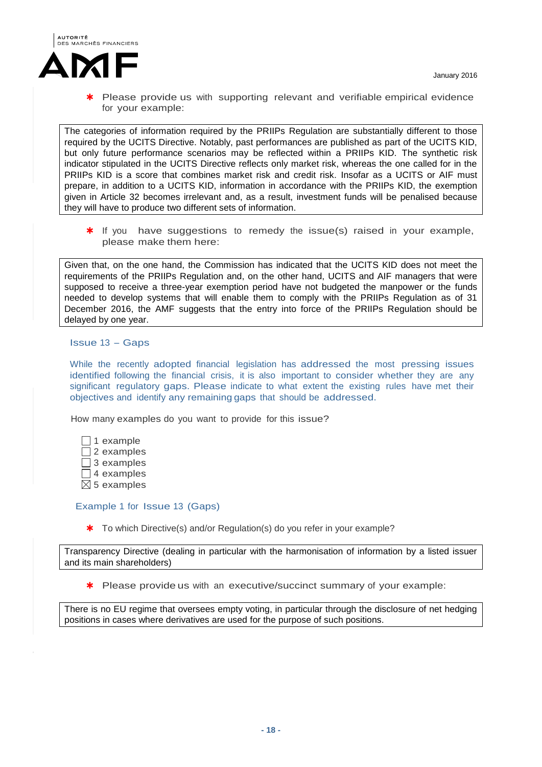\* Please provide us with supporting relevant and verifiable empirical evidence for your example:

> The categories of information required by the PRIIPs Regulation are substantially different to those required by the UCITS Directive. Notably, past performances are published as part of the UCITS KID, but only future performance scenarios may be reflected within a PRIIPs KID. The synthetic risk indicator stipulated in the UCITS Directive reflects only market risk, whereas the one called for in the PRIIPs KID is a score that combines market risk and credit risk. Insofar as a UCITS or AIF must prepare, in addition to a UCITS KID, information in accordance with the PRIIPs KID, the exemption given in Article 32 becomes irrelevant and, as a result, investment funds will be penalised because they will have to produce two different sets of information.

\* If you have suggestions to remedy the issue(s) raised in your example, please make them here:

> Given that, on the one hand, the Commission has indicated that the UCITS KID does not meet the requirements of the PRIIPs Regulation and, on the other hand, UCITS and AIF managers that were supposed to receive a three-year exemption period have not budgeted the manpower or the funds needed to develop systems that will enable them to comply with the PRIIPs Regulation as of 31 December 2016, the AMF suggests that the entry into force of the PRIIPs Regulation should be delayed by one year.

### Issue 13 – Gaps

While the recently adopted financial legislation has addressed the most pressing issues identified following the financial crisis, it is also important to consider whether they are any significant regulatory gaps. Please indicate to what extent the existing rules have met their objectives and identify any remaining gaps that should be addressed.

How many examples do you want to provide for this issue?

- ☐ 1 example
- ☐ 2 examples
- ☐ 3 examples
- ☐ 4 examples
- ☒ 5 examples

#### Example 1 for Issue 13 (Gaps)

\* To which Directive(s) and/or Regulation(s) do you refer in your example?

> Transparency Directive (dealing in particular with the harmonisation of information by a listed issuer and its main shareholders)

\* Please provide us with an executive/succinct summary of your example:

> There is no EU regime that oversees empty voting, in particular through the disclosure of net hedging positions in cases where derivatives are used for the purpose of such positions.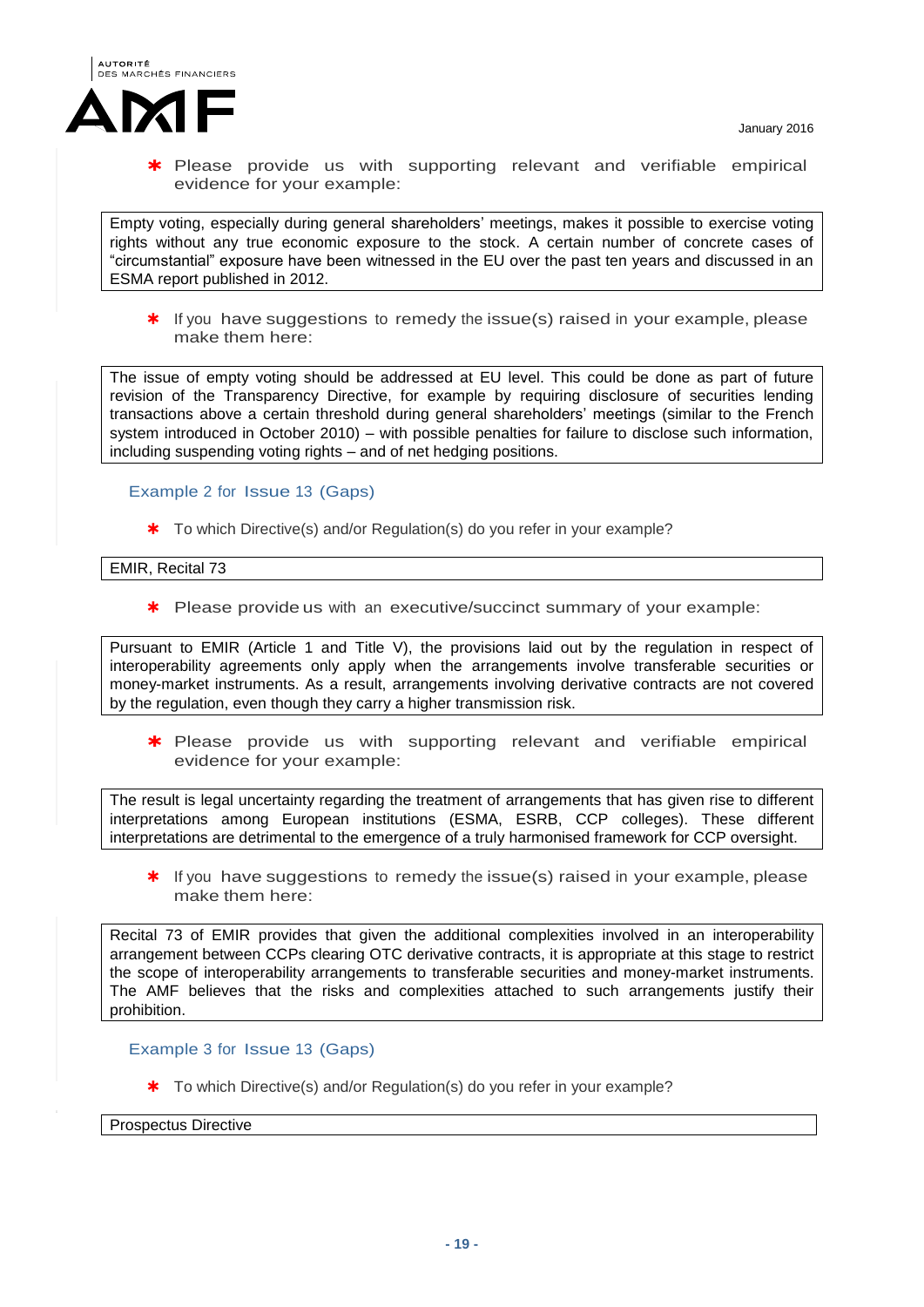* Please provide us with supporting relevant and verifiable empirical evidence for your example:

Empty voting, especially during general shareholders' meetings, makes it possible to exercise voting rights without any true economic exposure to the stock. A certain number of concrete cases of "circumstantial" exposure have been witnessed in the EU over the past ten years and discussed in an ESMA report published in 2012.

* If you have suggestions to remedy the issue(s) raised in your example, please make them here:

The issue of empty voting should be addressed at EU level. This could be done as part of future revision of the Transparency Directive, for example by requiring disclosure of securities lending transactions above a certain threshold during general shareholders' meetings (similar to the French system introduced in October 2010) – with possible penalties for failure to disclose such information, including suspending voting rights – and of net hedging positions.

### Example 2 for Issue 13 (Gaps)

* To which Directive(s) and/or Regulation(s) do you refer in your example?

EMIR, Recital 73

* Please provide us with an executive/succinct summary of your example:

Pursuant to EMIR (Article 1 and Title V), the provisions laid out by the regulation in respect of interoperability agreements only apply when the arrangements involve transferable securities or money-market instruments. As a result, arrangements involving derivative contracts are not covered by the regulation, even though they carry a higher transmission risk.

* Please provide us with supporting relevant and verifiable empirical evidence for your example:

The result is legal uncertainty regarding the treatment of arrangements that has given rise to different interpretations among European institutions (ESMA, ESRB, CCP colleges). These different interpretations are detrimental to the emergence of a truly harmonised framework for CCP oversight.

* If you have suggestions to remedy the issue(s) raised in your example, please make them here:

Recital 73 of EMIR provides that given the additional complexities involved in an interoperability arrangement between CCPs clearing OTC derivative contracts, it is appropriate at this stage to restrict the scope of interoperability arrangements to transferable securities and money-market instruments. The AMF believes that the risks and complexities attached to such arrangements justify their prohibition.

### Example 3 for Issue 13 (Gaps)

* To which Directive(s) and/or Regulation(s) do you refer in your example?

Prospectus Directive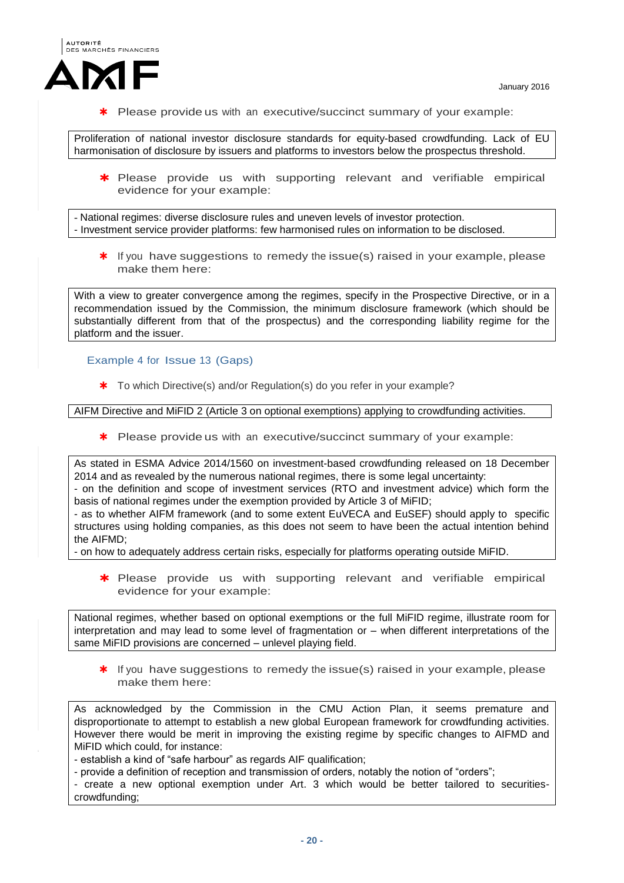* Please provide us with an executive/succinct summary of your example:

Proliferation of national investor disclosure standards for equity-based crowdfunding. Lack of EU harmonisation of disclosure by issuers and platforms to investors below the prospectus threshold.

* Please provide us with supporting relevant and verifiable empirical evidence for your example:

- National regimes: diverse disclosure rules and uneven levels of investor protection.
- Investment service provider platforms: few harmonised rules on information to be disclosed.

* If you have suggestions to remedy the issue(s) raised in your example, please make them here:

With a view to greater convergence among the regimes, specify in the Prospective Directive, or in a recommendation issued by the Commission, the minimum disclosure framework (which should be substantially different from that of the prospectus) and the corresponding liability regime for the platform and the issuer.

### Example 4 for Issue 13 (Gaps)

* To which Directive(s) and/or Regulation(s) do you refer in your example?

AIFM Directive and MiFID 2 (Article 3 on optional exemptions) applying to crowdfunding activities.

* Please provide us with an executive/succinct summary of your example:

As stated in ESMA Advice 2014/1560 on investment-based crowdfunding released on 18 December 2014 and as revealed by the numerous national regimes, there is some legal uncertainty:
- on the definition and scope of investment services (RTO and investment advice) which form the basis of national regimes under the exemption provided by Article 3 of MiFID;
- as to whether AIFM framework (and to some extent EuVECA and EuSEF) should apply to specific structures using holding companies, as this does not seem to have been the actual intention behind the AIFMD;
- on how to adequately address certain risks, especially for platforms operating outside MiFID.

* Please provide us with supporting relevant and verifiable empirical evidence for your example:

National regimes, whether based on optional exemptions or the full MiFID regime, illustrate room for interpretation and may lead to some level of fragmentation or – when different interpretations of the same MiFID provisions are concerned – unlevel playing field.

* If you have suggestions to remedy the issue(s) raised in your example, please make them here:

As acknowledged by the Commission in the CMU Action Plan, it seems premature and disproportionate to attempt to establish a new global European framework for crowdfunding activities. However there would be merit in improving the existing regime by specific changes to AIFMD and MiFID which could, for instance:
- establish a kind of "safe harbour" as regards AIF qualification;
- provide a definition of reception and transmission of orders, notably the notion of "orders";
- create a new optional exemption under Art. 3 which would be better tailored to securities-crowdfunding;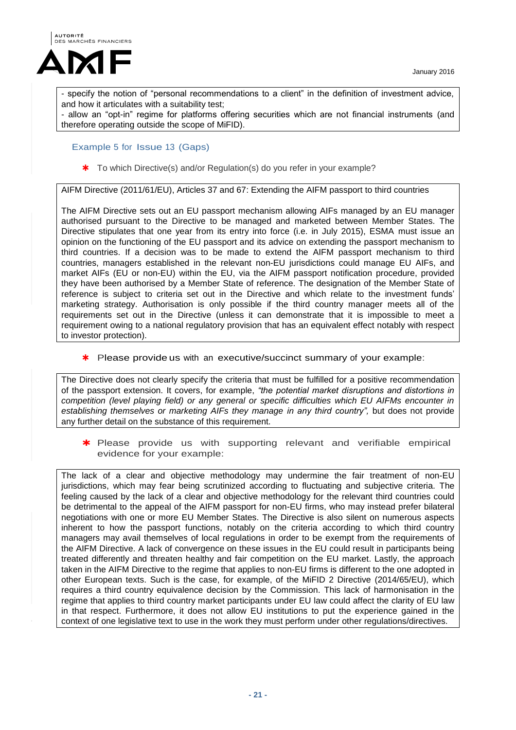- specify the notion of "personal recommendations to a client" in the definition of investment advice, and how it articulates with a suitability test;
- allow an "opt-in" regime for platforms offering securities which are not financial instruments (and therefore operating outside the scope of MiFID).

### Example 5 for Issue 13 (Gaps)

* To which Directive(s) and/or Regulation(s) do you refer in your example?

AIFM Directive (2011/61/EU), Articles 37 and 67: Extending the AIFM passport to third countries

The AIFM Directive sets out an EU passport mechanism allowing AIFs managed by an EU manager authorised pursuant to the Directive to be managed and marketed between Member States. The Directive stipulates that one year from its entry into force (i.e. in July 2015), ESMA must issue an opinion on the functioning of the EU passport and its advice on extending the passport mechanism to third countries. If a decision was to be made to extend the AIFM passport mechanism to third countries, managers established in the relevant non-EU jurisdictions could manage EU AIFs, and market AIFs (EU or non-EU) within the EU, via the AIFM passport notification procedure, provided they have been authorised by a Member State of reference. The designation of the Member State of reference is subject to criteria set out in the Directive and which relate to the investment funds' marketing strategy. Authorisation is only possible if the third country manager meets all of the requirements set out in the Directive (unless it can demonstrate that it is impossible to meet a requirement owing to a national regulatory provision that has an equivalent effect notably with respect to investor protection).

* Please provide us with an executive/succinct summary of your example:

The Directive does not clearly specify the criteria that must be fulfilled for a positive recommendation of the passport extension. It covers, for example, *"the potential market disruptions and distortions in competition (level playing field) or any general or specific difficulties which EU AIFMs encounter in establishing themselves or marketing AIFs they manage in any third country",* but does not provide any further detail on the substance of this requirement.

* Please provide us with supporting relevant and verifiable empirical evidence for your example:

The lack of a clear and objective methodology may undermine the fair treatment of non-EU jurisdictions, which may fear being scrutinized according to fluctuating and subjective criteria. The feeling caused by the lack of a clear and objective methodology for the relevant third countries could be detrimental to the appeal of the AIFM passport for non-EU firms, who may instead prefer bilateral negotiations with one or more EU Member States. The Directive is also silent on numerous aspects inherent to how the passport functions, notably on the criteria according to which third country managers may avail themselves of local regulations in order to be exempt from the requirements of the AIFM Directive. A lack of convergence on these issues in the EU could result in participants being treated differently and threaten healthy and fair competition on the EU market. Lastly, the approach taken in the AIFM Directive to the regime that applies to non-EU firms is different to the one adopted in other European texts. Such is the case, for example, of the MiFID 2 Directive (2014/65/EU), which requires a third country equivalence decision by the Commission. This lack of harmonisation in the regime that applies to third country market participants under EU law could affect the clarity of EU law in that respect. Furthermore, it does not allow EU institutions to put the experience gained in the context of one legislative text to use in the work they must perform under other regulations/directives.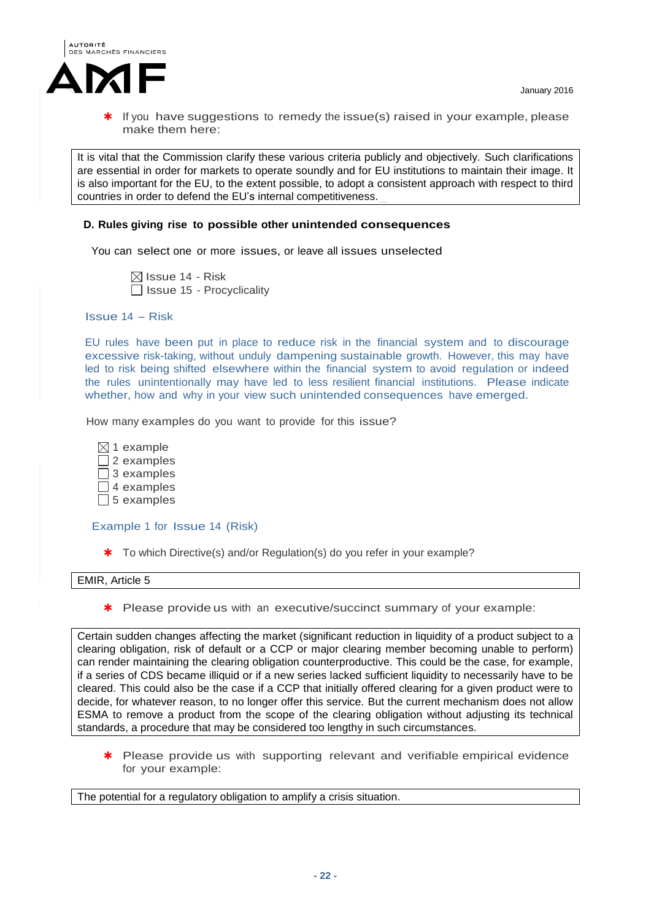\* If you have suggestions to remedy the issue(s) raised in your example, please make them here:

It is vital that the Commission clarify these various criteria publicly and objectively. Such clarifications are essential in order for markets to operate soundly and for EU institutions to maintain their image. It is also important for the EU, to the extent possible, to adopt a consistent approach with respect to third countries in order to defend the EU's internal competitiveness.

### D. Rules giving rise to possible other unintended consequences

You can select one or more issues, or leave all issues unselected

- ☒ Issue 14 - Risk
- ☐ Issue 15 - Procyclicality

#### Issue 14 – Risk

EU rules have been put in place to reduce risk in the financial system and to discourage excessive risk-taking, without unduly dampening sustainable growth. However, this may have led to risk being shifted elsewhere within the financial system to avoid regulation or indeed the rules unintentionally may have led to less resilient financial institutions. Please indicate whether, how and why in your view such unintended consequences have emerged.

How many examples do you want to provide for this issue?

- ☒ 1 example
- ☐ 2 examples
- ☐ 3 examples
- ☐ 4 examples
- ☐ 5 examples

#### Example 1 for Issue 14 (Risk)

\* To which Directive(s) and/or Regulation(s) do you refer in your example?

EMIR, Article 5

\* Please provide us with an executive/succinct summary of your example:

Certain sudden changes affecting the market (significant reduction in liquidity of a product subject to a clearing obligation, risk of default or a CCP or major clearing member becoming unable to perform) can render maintaining the clearing obligation counterproductive. This could be the case, for example, if a series of CDS became illiquid or if a new series lacked sufficient liquidity to necessarily have to be cleared. This could also be the case if a CCP that initially offered clearing for a given product were to decide, for whatever reason, to no longer offer this service. But the current mechanism does not allow ESMA to remove a product from the scope of the clearing obligation without adjusting its technical standards, a procedure that may be considered too lengthy in such circumstances.

\* Please provide us with supporting relevant and verifiable empirical evidence for your example:

The potential for a regulatory obligation to amplify a crisis situation.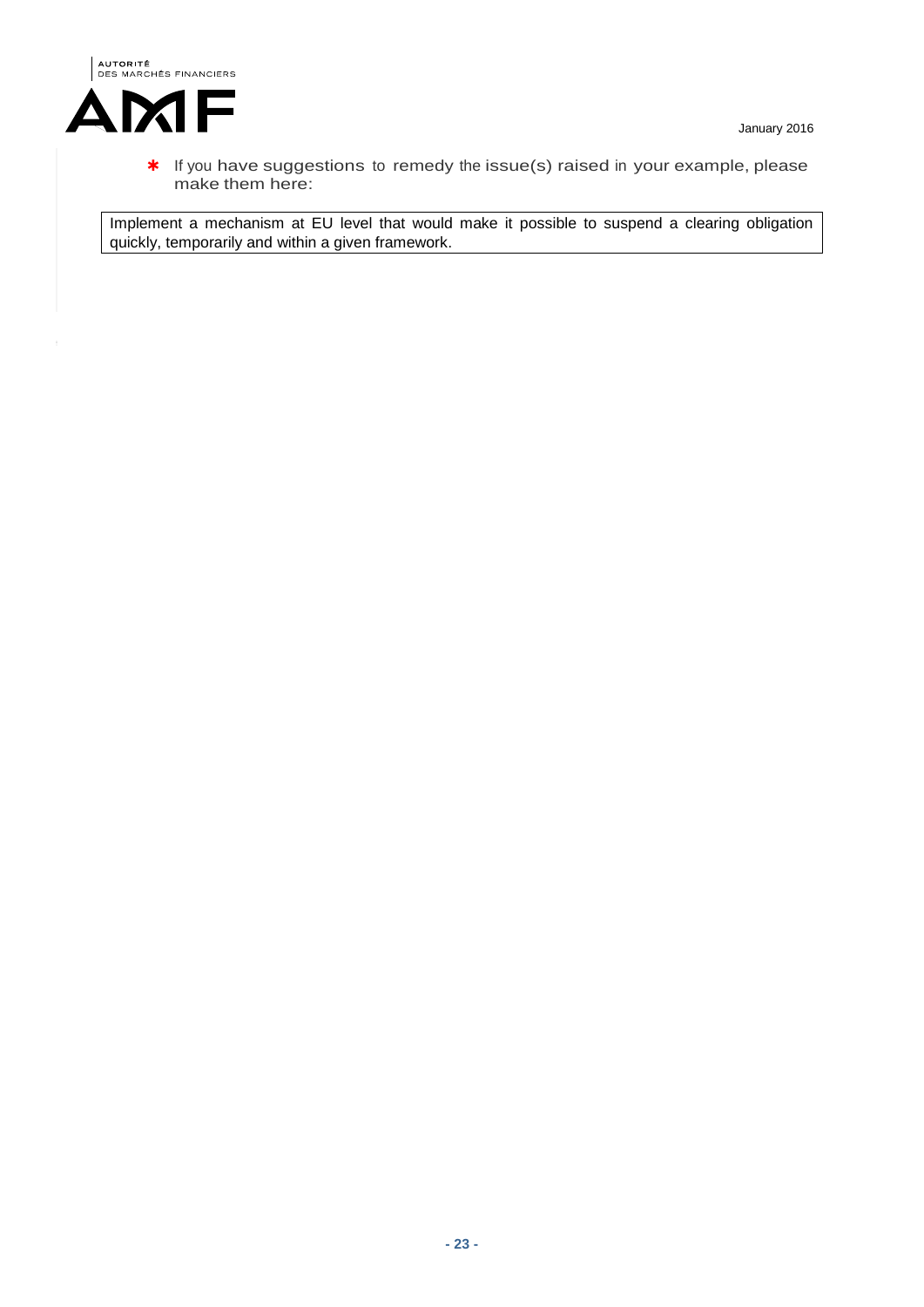* If you have suggestions to remedy the issue(s) raised in your example, please make them here:

Implement a mechanism at EU level that would make it possible to suspend a clearing obligation quickly, temporarily and within a given framework.